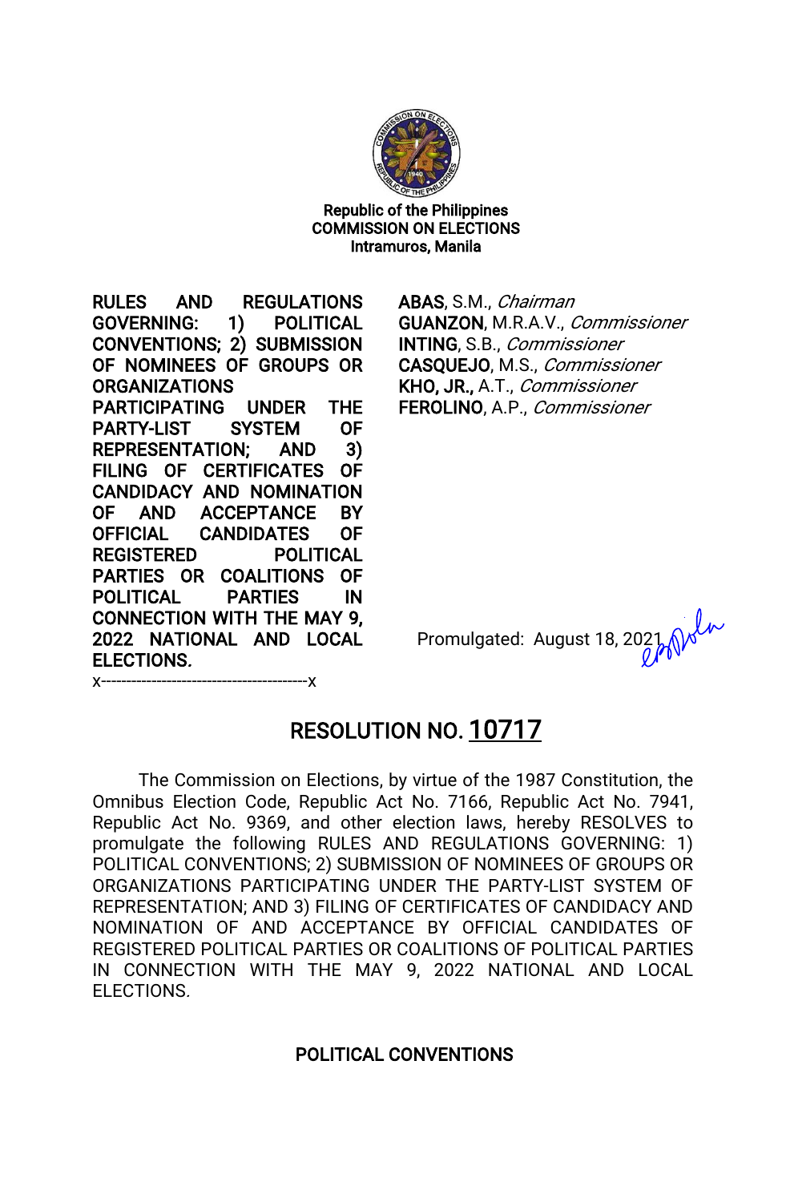Republic of the Philippines
COMMISSION ON ELECTIONS
Intramuros, Manila

**RULES AND REGULATIONS GOVERNING: 1) POLITICAL CONVENTIONS; 2) SUBMISSION OF NOMINEES OF GROUPS OR ORGANIZATIONS PARTICIPATING UNDER THE PARTY-LIST SYSTEM OF REPRESENTATION; AND 3) FILING OF CERTIFICATES OF CANDIDACY AND NOMINATION OF AND ACCEPTANCE BY OFFICIAL CANDIDATES OF REGISTERED POLITICAL PARTIES OR COALITIONS OF POLITICAL PARTIES IN CONNECTION WITH THE MAY 9, 2022 NATIONAL AND LOCAL ELECTIONS.**

**ABAS**, S.M., *Chairman*
**GUANZON**, M.R.A.V., *Commissioner*
**INTING**, S.B., *Commissioner*
**CASQUEJO**, M.S., *Commissioner*
**KHO, JR.**, A.T., *Commissioner*
**FEROLINO**, A.P., *Commissioner*

Promulgated: August 18, 2021

x-----------------------------------------x

## RESOLUTION NO. 10717

The Commission on Elections, by virtue of the 1987 Constitution, the Omnibus Election Code, Republic Act No. 7166, Republic Act No. 7941, Republic Act No. 9369, and other election laws, hereby RESOLVES to promulgate the following RULES AND REGULATIONS GOVERNING: 1) POLITICAL CONVENTIONS; 2) SUBMISSION OF NOMINEES OF GROUPS OR ORGANIZATIONS PARTICIPATING UNDER THE PARTY-LIST SYSTEM OF REPRESENTATION; AND 3) FILING OF CERTIFICATES OF CANDIDACY AND NOMINATION OF AND ACCEPTANCE BY OFFICIAL CANDIDATES OF REGISTERED POLITICAL PARTIES OR COALITIONS OF POLITICAL PARTIES IN CONNECTION WITH THE MAY 9, 2022 NATIONAL AND LOCAL ELECTIONS.

### POLITICAL CONVENTIONS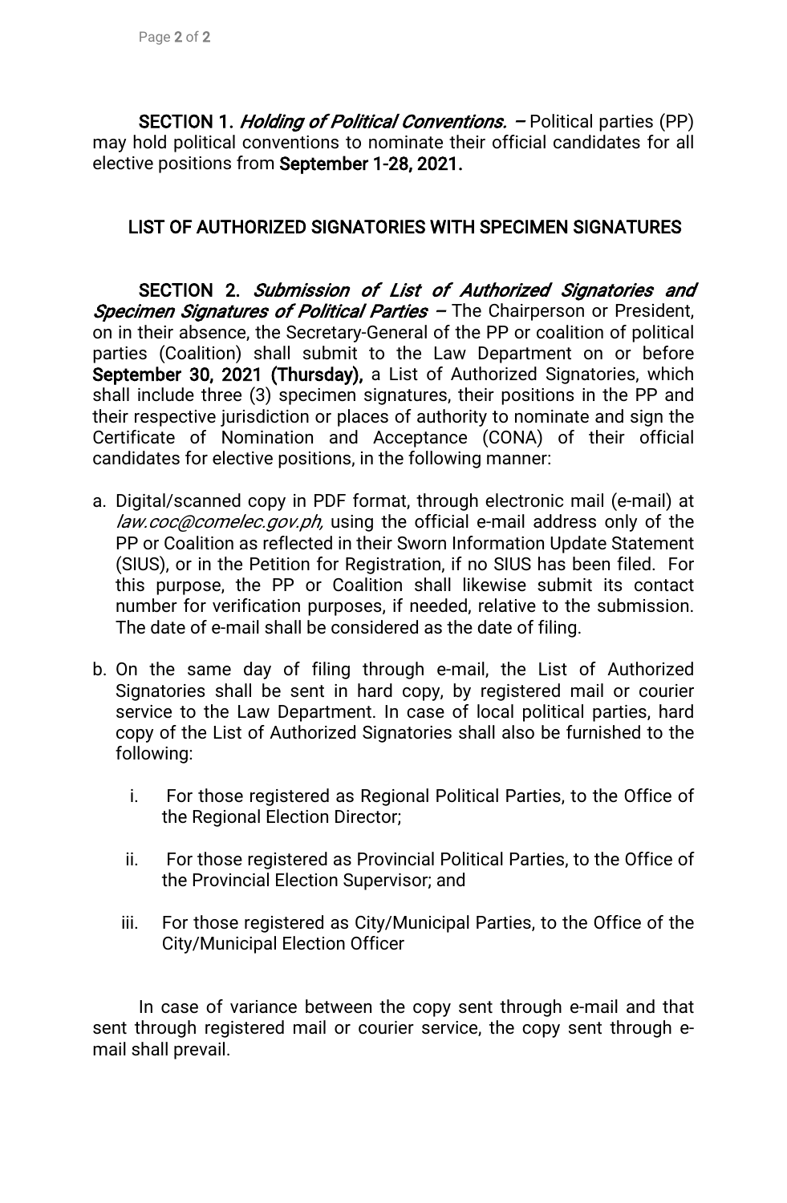**SECTION 1.** ***Holding of Political Conventions.*** **–** Political parties (PP) may hold political conventions to nominate their official candidates for all elective positions from **September 1-28, 2021.**

## LIST OF AUTHORIZED SIGNATORIES WITH SPECIMEN SIGNATURES

**SECTION 2.** ***Submission of List of Authorized Signatories and Specimen Signatures of Political Parties*** **–** The Chairperson or President, on in their absence, the Secretary-General of the PP or coalition of political parties (Coalition) shall submit to the Law Department on or before **September 30, 2021 (Thursday),** a List of Authorized Signatories, which shall include three (3) specimen signatures, their positions in the PP and their respective jurisdiction or places of authority to nominate and sign the Certificate of Nomination and Acceptance (CONA) of their official candidates for elective positions, in the following manner:

a. Digital/scanned copy in PDF format, through electronic mail (e-mail) at *law.coc@comelec.gov.ph,* using the official e-mail address only of the PP or Coalition as reflected in their Sworn Information Update Statement (SIUS), or in the Petition for Registration, if no SIUS has been filed. For this purpose, the PP or Coalition shall likewise submit its contact number for verification purposes, if needed, relative to the submission. The date of e-mail shall be considered as the date of filing.

b. On the same day of filing through e-mail, the List of Authorized Signatories shall be sent in hard copy, by registered mail or courier service to the Law Department. In case of local political parties, hard copy of the List of Authorized Signatories shall also be furnished to the following:

   i. For those registered as Regional Political Parties, to the Office of the Regional Election Director;

   ii. For those registered as Provincial Political Parties, to the Office of the Provincial Election Supervisor; and

   iii. For those registered as City/Municipal Parties, to the Office of the City/Municipal Election Officer

In case of variance between the copy sent through e-mail and that sent through registered mail or courier service, the copy sent through e-mail shall prevail.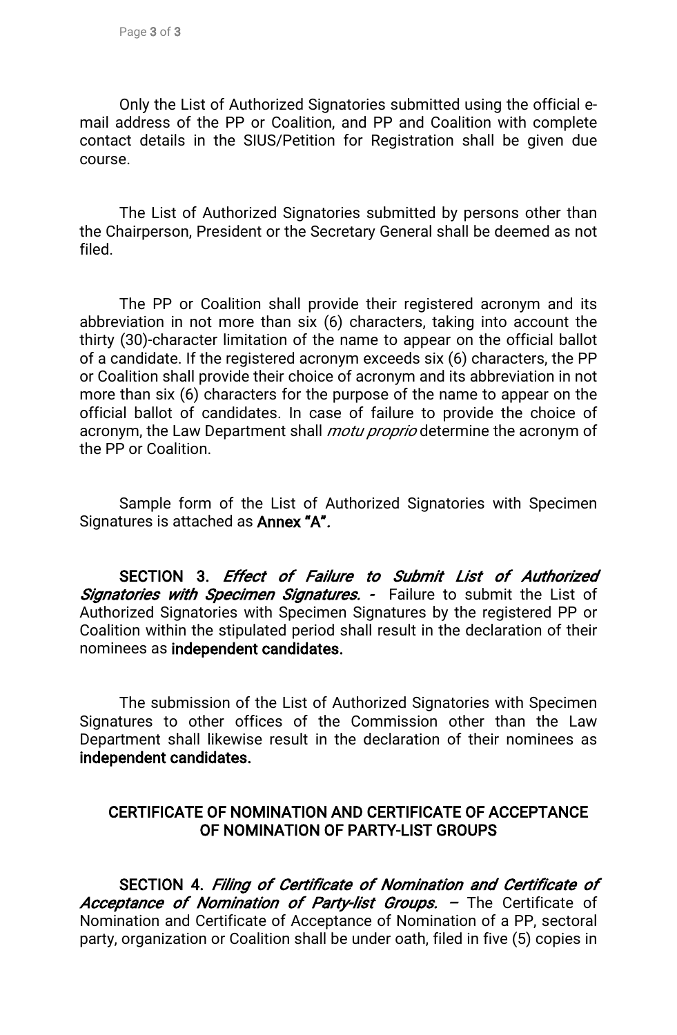Only the List of Authorized Signatories submitted using the official e-mail address of the PP or Coalition, and PP and Coalition with complete contact details in the SIUS/Petition for Registration shall be given due course.

The List of Authorized Signatories submitted by persons other than the Chairperson, President or the Secretary General shall be deemed as not filed.

The PP or Coalition shall provide their registered acronym and its abbreviation in not more than six (6) characters, taking into account the thirty (30)-character limitation of the name to appear on the official ballot of a candidate. If the registered acronym exceeds six (6) characters, the PP or Coalition shall provide their choice of acronym and its abbreviation in not more than six (6) characters for the purpose of the name to appear on the official ballot of candidates. In case of failure to provide the choice of acronym, the Law Department shall *motu proprio* determine the acronym of the PP or Coalition.

Sample form of the List of Authorized Signatories with Specimen Signatures is attached as **Annex "A"**.

**SECTION 3.** ***Effect of Failure to Submit List of Authorized Signatories with Specimen Signatures. -*** Failure to submit the List of Authorized Signatories with Specimen Signatures by the registered PP or Coalition within the stipulated period shall result in the declaration of their nominees as **independent candidates.**

The submission of the List of Authorized Signatories with Specimen Signatures to other offices of the Commission other than the Law Department shall likewise result in the declaration of their nominees as **independent candidates.**

## CERTIFICATE OF NOMINATION AND CERTIFICATE OF ACCEPTANCE OF NOMINATION OF PARTY-LIST GROUPS

**SECTION 4.** ***Filing of Certificate of Nomination and Certificate of Acceptance of Nomination of Party-list Groups.*** – The Certificate of Nomination and Certificate of Acceptance of Nomination of a PP, sectoral party, organization or Coalition shall be under oath, filed in five (5) copies in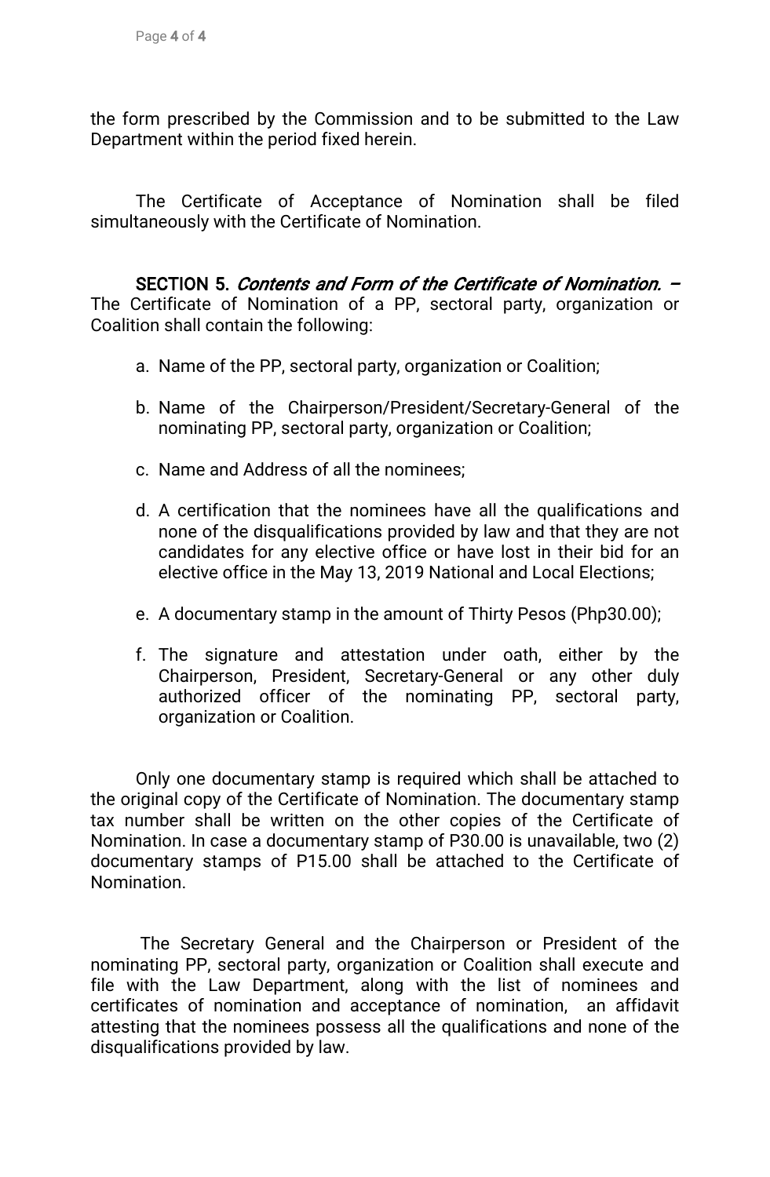the form prescribed by the Commission and to be submitted to the Law Department within the period fixed herein.

The Certificate of Acceptance of Nomination shall be filed simultaneously with the Certificate of Nomination.

**SECTION 5.** ***Contents and Form of the Certificate of Nomination. –*** The Certificate of Nomination of a PP, sectoral party, organization or Coalition shall contain the following:

a. Name of the PP, sectoral party, organization or Coalition;

b. Name of the Chairperson/President/Secretary-General of the nominating PP, sectoral party, organization or Coalition;

c. Name and Address of all the nominees;

d. A certification that the nominees have all the qualifications and none of the disqualifications provided by law and that they are not candidates for any elective office or have lost in their bid for an elective office in the May 13, 2019 National and Local Elections;

e. A documentary stamp in the amount of Thirty Pesos (Php30.00);

f. The signature and attestation under oath, either by the Chairperson, President, Secretary-General or any other duly authorized officer of the nominating PP, sectoral party, organization or Coalition.

Only one documentary stamp is required which shall be attached to the original copy of the Certificate of Nomination. The documentary stamp tax number shall be written on the other copies of the Certificate of Nomination. In case a documentary stamp of P30.00 is unavailable, two (2) documentary stamps of P15.00 shall be attached to the Certificate of Nomination.

The Secretary General and the Chairperson or President of the nominating PP, sectoral party, organization or Coalition shall execute and file with the Law Department, along with the list of nominees and certificates of nomination and acceptance of nomination, an affidavit attesting that the nominees possess all the qualifications and none of the disqualifications provided by law.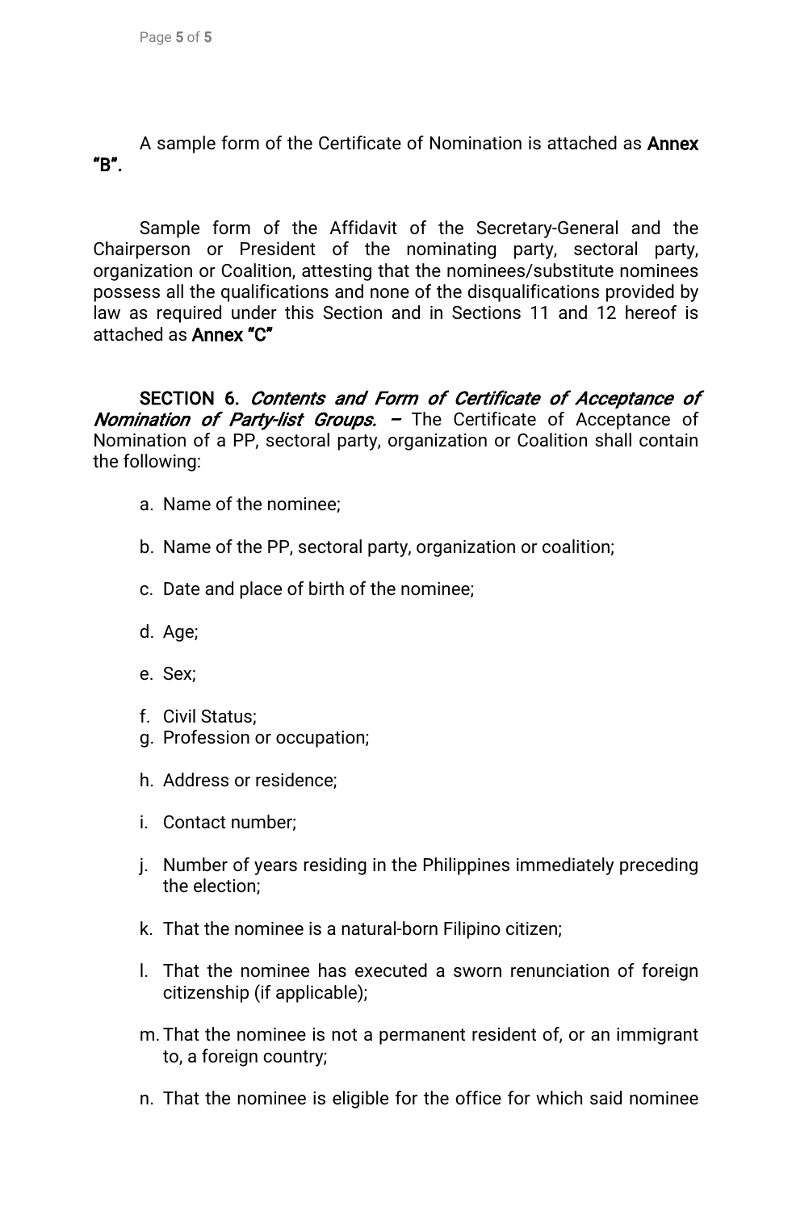A sample form of the Certificate of Nomination is attached as **Annex "B".**

Sample form of the Affidavit of the Secretary-General and the Chairperson or President of the nominating party, sectoral party, organization or Coalition, attesting that the nominees/substitute nominees possess all the qualifications and none of the disqualifications provided by law as required under this Section and in Sections 11 and 12 hereof is attached as **Annex "C"**

**SECTION 6.** ***Contents and Form of Certificate of Acceptance of Nomination of Party-list Groups.*** **–** The Certificate of Acceptance of Nomination of a PP, sectoral party, organization or Coalition shall contain the following:

a. Name of the nominee;

b. Name of the PP, sectoral party, organization or coalition;

c. Date and place of birth of the nominee;

d. Age;

e. Sex;

f. Civil Status;

g. Profession or occupation;

h. Address or residence;

i. Contact number;

j. Number of years residing in the Philippines immediately preceding the election;

k. That the nominee is a natural-born Filipino citizen;

l. That the nominee has executed a sworn renunciation of foreign citizenship (if applicable);

m. That the nominee is not a permanent resident of, or an immigrant to, a foreign country;

n. That the nominee is eligible for the office for which said nominee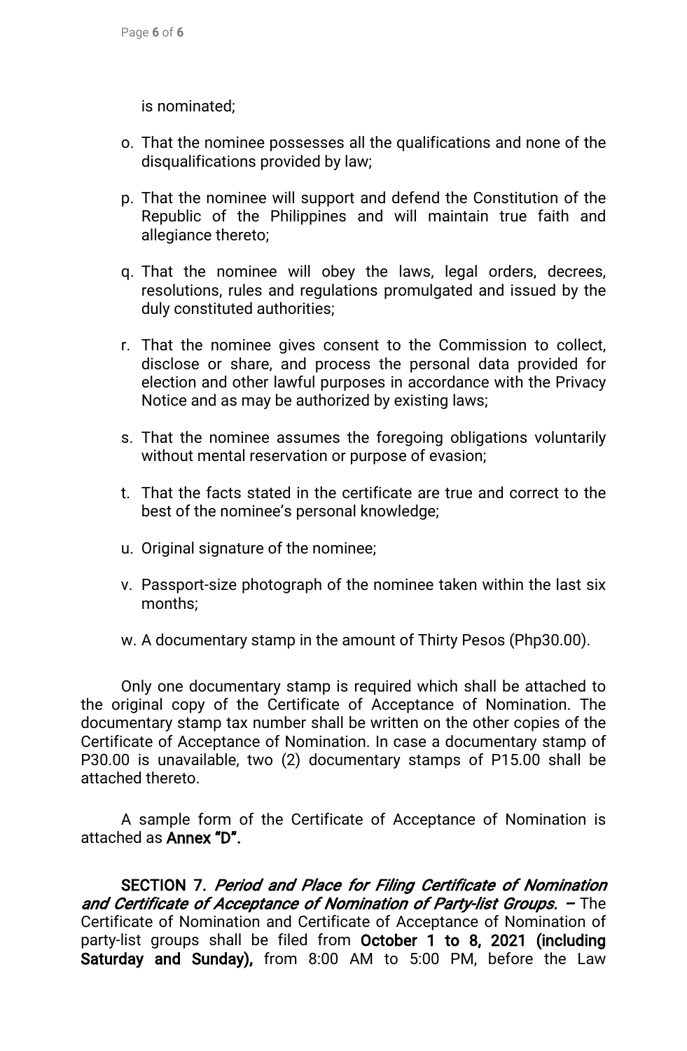is nominated;

o. That the nominee possesses all the qualifications and none of the disqualifications provided by law;

p. That the nominee will support and defend the Constitution of the Republic of the Philippines and will maintain true faith and allegiance thereto;

q. That the nominee will obey the laws, legal orders, decrees, resolutions, rules and regulations promulgated and issued by the duly constituted authorities;

r. That the nominee gives consent to the Commission to collect, disclose or share, and process the personal data provided for election and other lawful purposes in accordance with the Privacy Notice and as may be authorized by existing laws;

s. That the nominee assumes the foregoing obligations voluntarily without mental reservation or purpose of evasion;

t. That the facts stated in the certificate are true and correct to the best of the nominee's personal knowledge;

u. Original signature of the nominee;

v. Passport-size photograph of the nominee taken within the last six months;

w. A documentary stamp in the amount of Thirty Pesos (Php30.00).

Only one documentary stamp is required which shall be attached to the original copy of the Certificate of Acceptance of Nomination. The documentary stamp tax number shall be written on the other copies of the Certificate of Acceptance of Nomination. In case a documentary stamp of P30.00 is unavailable, two (2) documentary stamps of P15.00 shall be attached thereto.

A sample form of the Certificate of Acceptance of Nomination is attached as **Annex "D".**

**SECTION 7.** ***Period and Place for Filing Certificate of Nomination and Certificate of Acceptance of Nomination of Party-list Groups.*** **–** The Certificate of Nomination and Certificate of Acceptance of Nomination of party-list groups shall be filed from **October 1 to 8, 2021 (including Saturday and Sunday),** from 8:00 AM to 5:00 PM, before the Law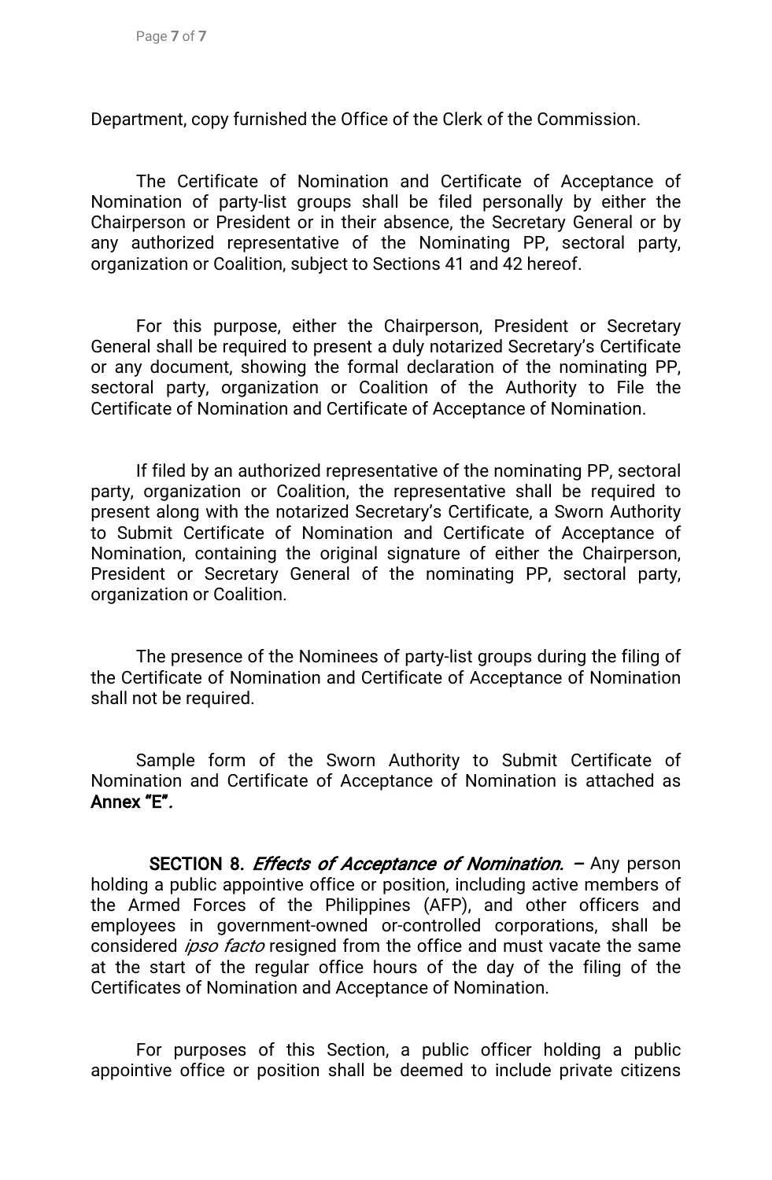Department, copy furnished the Office of the Clerk of the Commission.

The Certificate of Nomination and Certificate of Acceptance of Nomination of party-list groups shall be filed personally by either the Chairperson or President or in their absence, the Secretary General or by any authorized representative of the Nominating PP, sectoral party, organization or Coalition, subject to Sections 41 and 42 hereof.

For this purpose, either the Chairperson, President or Secretary General shall be required to present a duly notarized Secretary's Certificate or any document, showing the formal declaration of the nominating PP, sectoral party, organization or Coalition of the Authority to File the Certificate of Nomination and Certificate of Acceptance of Nomination.

If filed by an authorized representative of the nominating PP, sectoral party, organization or Coalition, the representative shall be required to present along with the notarized Secretary's Certificate, a Sworn Authority to Submit Certificate of Nomination and Certificate of Acceptance of Nomination, containing the original signature of either the Chairperson, President or Secretary General of the nominating PP, sectoral party, organization or Coalition.

The presence of the Nominees of party-list groups during the filing of the Certificate of Nomination and Certificate of Acceptance of Nomination shall not be required.

Sample form of the Sworn Authority to Submit Certificate of Nomination and Certificate of Acceptance of Nomination is attached as **Annex "E"**.

**SECTION 8.** ***Effects of Acceptance of Nomination.*** **–** Any person holding a public appointive office or position, including active members of the Armed Forces of the Philippines (AFP), and other officers and employees in government-owned or-controlled corporations, shall be considered *ipso facto* resigned from the office and must vacate the same at the start of the regular office hours of the day of the filing of the Certificates of Nomination and Acceptance of Nomination.

For purposes of this Section, a public officer holding a public appointive office or position shall be deemed to include private citizens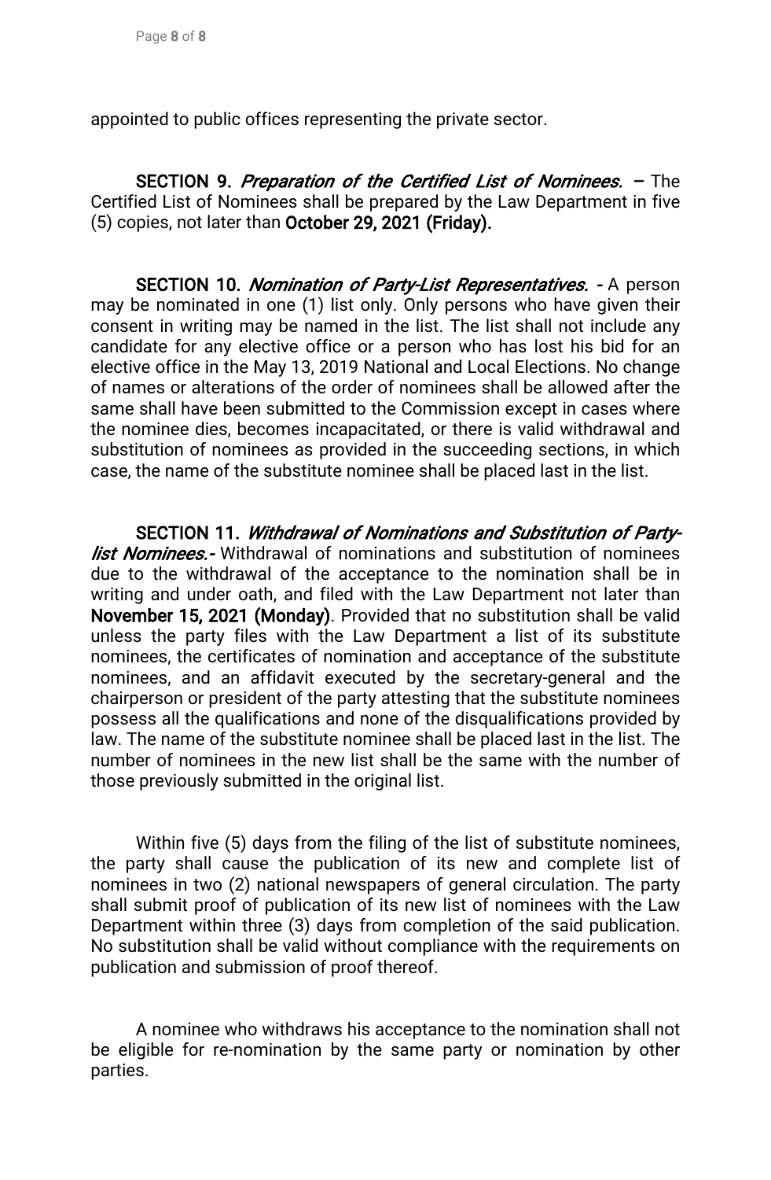appointed to public offices representing the private sector.

**SECTION 9.** ***Preparation of the Certified List of Nominees.*** – The Certified List of Nominees shall be prepared by the Law Department in five (5) copies, not later than **October 29, 2021 (Friday).**

**SECTION 10.** ***Nomination of Party-List Representatives.*** - A person may be nominated in one (1) list only. Only persons who have given their consent in writing may be named in the list. The list shall not include any candidate for any elective office or a person who has lost his bid for an elective office in the May 13, 2019 National and Local Elections. No change of names or alterations of the order of nominees shall be allowed after the same shall have been submitted to the Commission except in cases where the nominee dies, becomes incapacitated, or there is valid withdrawal and substitution of nominees as provided in the succeeding sections, in which case, the name of the substitute nominee shall be placed last in the list.

**SECTION 11.** ***Withdrawal of Nominations and Substitution of Party-list Nominees.-*** Withdrawal of nominations and substitution of nominees due to the withdrawal of the acceptance to the nomination shall be in writing and under oath, and filed with the Law Department not later than **November 15, 2021 (Monday)**. Provided that no substitution shall be valid unless the party files with the Law Department a list of its substitute nominees, the certificates of nomination and acceptance of the substitute nominees, and an affidavit executed by the secretary-general and the chairperson or president of the party attesting that the substitute nominees possess all the qualifications and none of the disqualifications provided by law. The name of the substitute nominee shall be placed last in the list. The number of nominees in the new list shall be the same with the number of those previously submitted in the original list.

Within five (5) days from the filing of the list of substitute nominees, the party shall cause the publication of its new and complete list of nominees in two (2) national newspapers of general circulation. The party shall submit proof of publication of its new list of nominees with the Law Department within three (3) days from completion of the said publication. No substitution shall be valid without compliance with the requirements on publication and submission of proof thereof.

A nominee who withdraws his acceptance to the nomination shall not be eligible for re-nomination by the same party or nomination by other parties.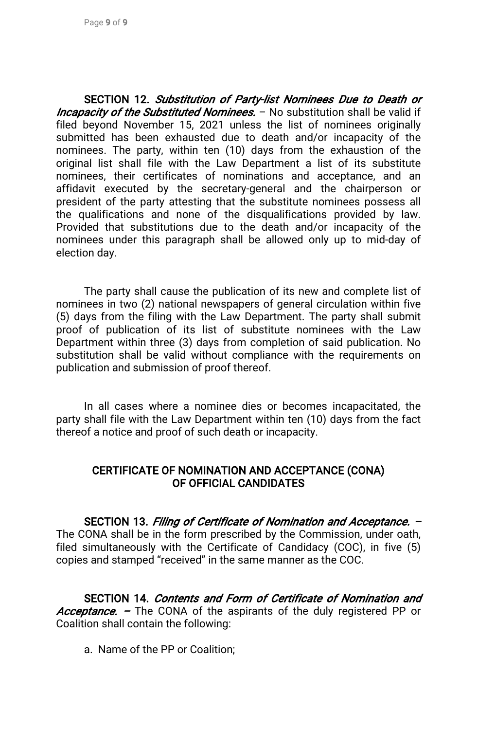**SECTION 12.** ***Substitution of Party-list Nominees Due to Death or Incapacity of the Substituted Nominees.*** – No substitution shall be valid if filed beyond November 15, 2021 unless the list of nominees originally submitted has been exhausted due to death and/or incapacity of the nominees. The party, within ten (10) days from the exhaustion of the original list shall file with the Law Department a list of its substitute nominees, their certificates of nominations and acceptance, and an affidavit executed by the secretary-general and the chairperson or president of the party attesting that the substitute nominees possess all the qualifications and none of the disqualifications provided by law. Provided that substitutions due to the death and/or incapacity of the nominees under this paragraph shall be allowed only up to mid-day of election day.

The party shall cause the publication of its new and complete list of nominees in two (2) national newspapers of general circulation within five (5) days from the filing with the Law Department. The party shall submit proof of publication of its list of substitute nominees with the Law Department within three (3) days from completion of said publication. No substitution shall be valid without compliance with the requirements on publication and submission of proof thereof.

In all cases where a nominee dies or becomes incapacitated, the party shall file with the Law Department within ten (10) days from the fact thereof a notice and proof of such death or incapacity.

## CERTIFICATE OF NOMINATION AND ACCEPTANCE (CONA) OF OFFICIAL CANDIDATES

**SECTION 13.** ***Filing of Certificate of Nomination and Acceptance.*** **–** The CONA shall be in the form prescribed by the Commission, under oath, filed simultaneously with the Certificate of Candidacy (COC), in five (5) copies and stamped "received" in the same manner as the COC.

**SECTION 14.** ***Contents and Form of Certificate of Nomination and Acceptance.*** **–** The CONA of the aspirants of the duly registered PP or Coalition shall contain the following:

a. Name of the PP or Coalition;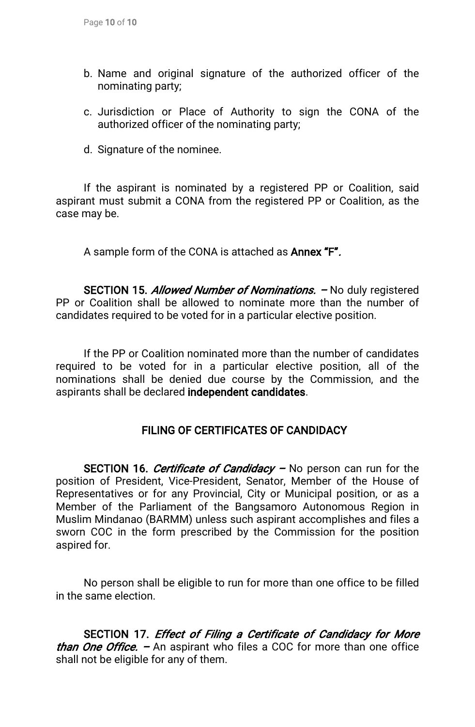b. Name and original signature of the authorized officer of the nominating party;

c. Jurisdiction or Place of Authority to sign the CONA of the authorized officer of the nominating party;

d. Signature of the nominee.

If the aspirant is nominated by a registered PP or Coalition, said aspirant must submit a CONA from the registered PP or Coalition, as the case may be.

A sample form of the CONA is attached as **Annex "F"***.*

**SECTION 15.** ***Allowed Number of Nominations.*** **–** No duly registered PP or Coalition shall be allowed to nominate more than the number of candidates required to be voted for in a particular elective position.

If the PP or Coalition nominated more than the number of candidates required to be voted for in a particular elective position, all of the nominations shall be denied due course by the Commission, and the aspirants shall be declared **independent candidates**.

## FILING OF CERTIFICATES OF CANDIDACY

**SECTION 16.** ***Certificate of Candidacy*** **–** No person can run for the position of President, Vice-President, Senator, Member of the House of Representatives or for any Provincial, City or Municipal position, or as a Member of the Parliament of the Bangsamoro Autonomous Region in Muslim Mindanao (BARMM) unless such aspirant accomplishes and files a sworn COC in the form prescribed by the Commission for the position aspired for.

No person shall be eligible to run for more than one office to be filled in the same election.

**SECTION 17.** ***Effect of Filing a Certificate of Candidacy for More than One Office.*** **–** An aspirant who files a COC for more than one office shall not be eligible for any of them.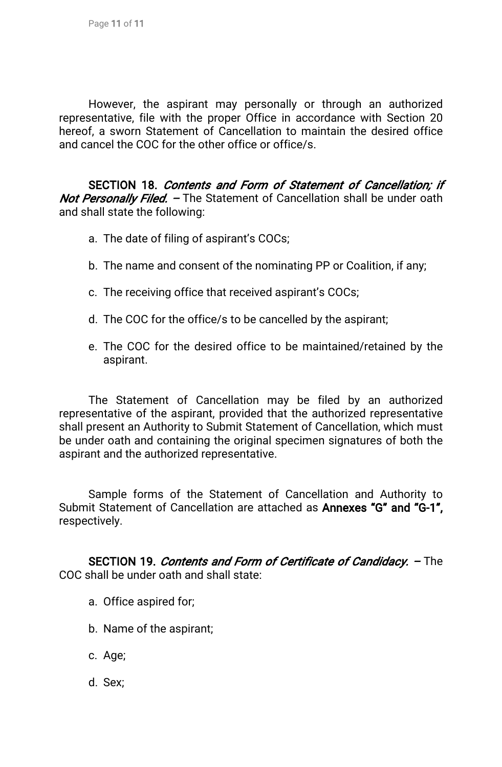However, the aspirant may personally or through an authorized representative, file with the proper Office in accordance with Section 20 hereof, a sworn Statement of Cancellation to maintain the desired office and cancel the COC for the other office or office/s.

**SECTION 18.** ***Contents and Form of Statement of Cancellation; if Not Personally Filed.*** **–** The Statement of Cancellation shall be under oath and shall state the following:

a. The date of filing of aspirant's COCs;

b. The name and consent of the nominating PP or Coalition, if any;

c. The receiving office that received aspirant's COCs;

d. The COC for the office/s to be cancelled by the aspirant;

e. The COC for the desired office to be maintained/retained by the aspirant.

The Statement of Cancellation may be filed by an authorized representative of the aspirant, provided that the authorized representative shall present an Authority to Submit Statement of Cancellation, which must be under oath and containing the original specimen signatures of both the aspirant and the authorized representative.

Sample forms of the Statement of Cancellation and Authority to Submit Statement of Cancellation are attached as **Annexes "G" and "G-1",** respectively.

**SECTION 19.** ***Contents and Form of Certificate of Candidacy.*** **–** The COC shall be under oath and shall state:

a. Office aspired for;

b. Name of the aspirant;

c. Age;

d. Sex;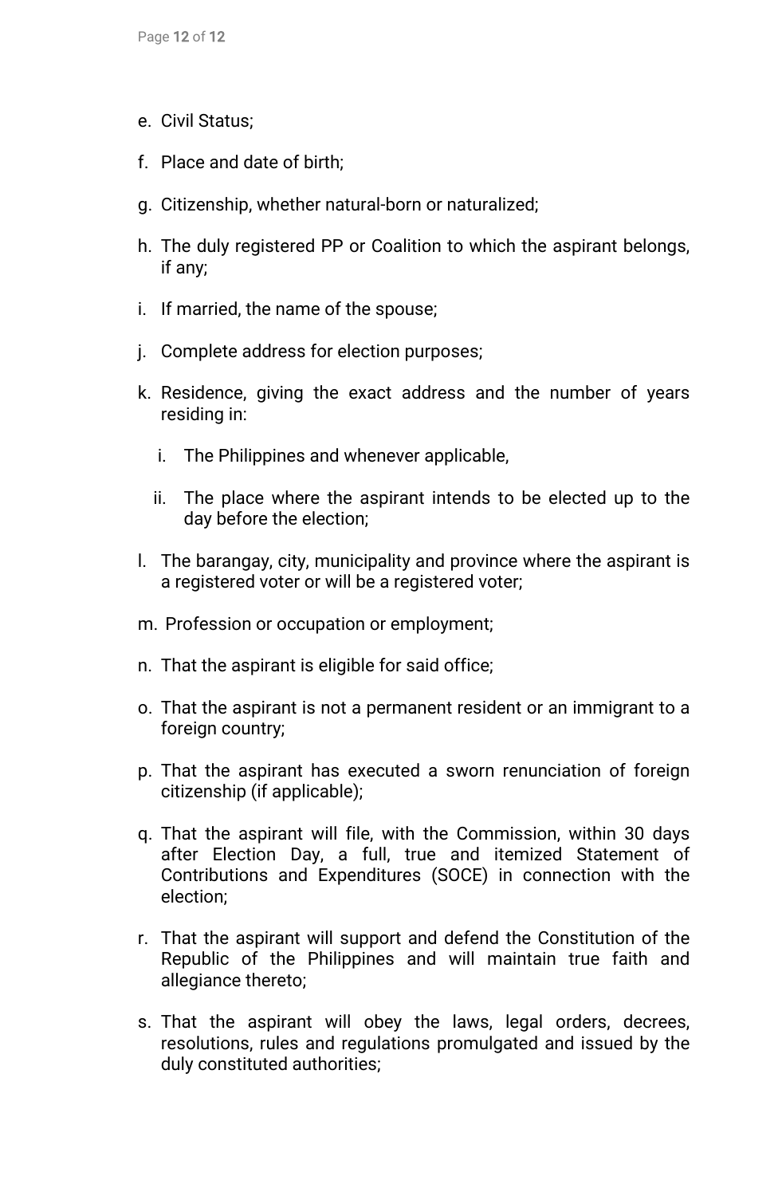e. Civil Status;

f. Place and date of birth;

g. Citizenship, whether natural-born or naturalized;

h. The duly registered PP or Coalition to which the aspirant belongs, if any;

i. If married, the name of the spouse;

j. Complete address for election purposes;

k. Residence, giving the exact address and the number of years residing in:

   i. The Philippines and whenever applicable,

   ii. The place where the aspirant intends to be elected up to the day before the election;

l. The barangay, city, municipality and province where the aspirant is a registered voter or will be a registered voter;

m. Profession or occupation or employment;

n. That the aspirant is eligible for said office;

o. That the aspirant is not a permanent resident or an immigrant to a foreign country;

p. That the aspirant has executed a sworn renunciation of foreign citizenship (if applicable);

q. That the aspirant will file, with the Commission, within 30 days after Election Day, a full, true and itemized Statement of Contributions and Expenditures (SOCE) in connection with the election;

r. That the aspirant will support and defend the Constitution of the Republic of the Philippines and will maintain true faith and allegiance thereto;

s. That the aspirant will obey the laws, legal orders, decrees, resolutions, rules and regulations promulgated and issued by the duly constituted authorities;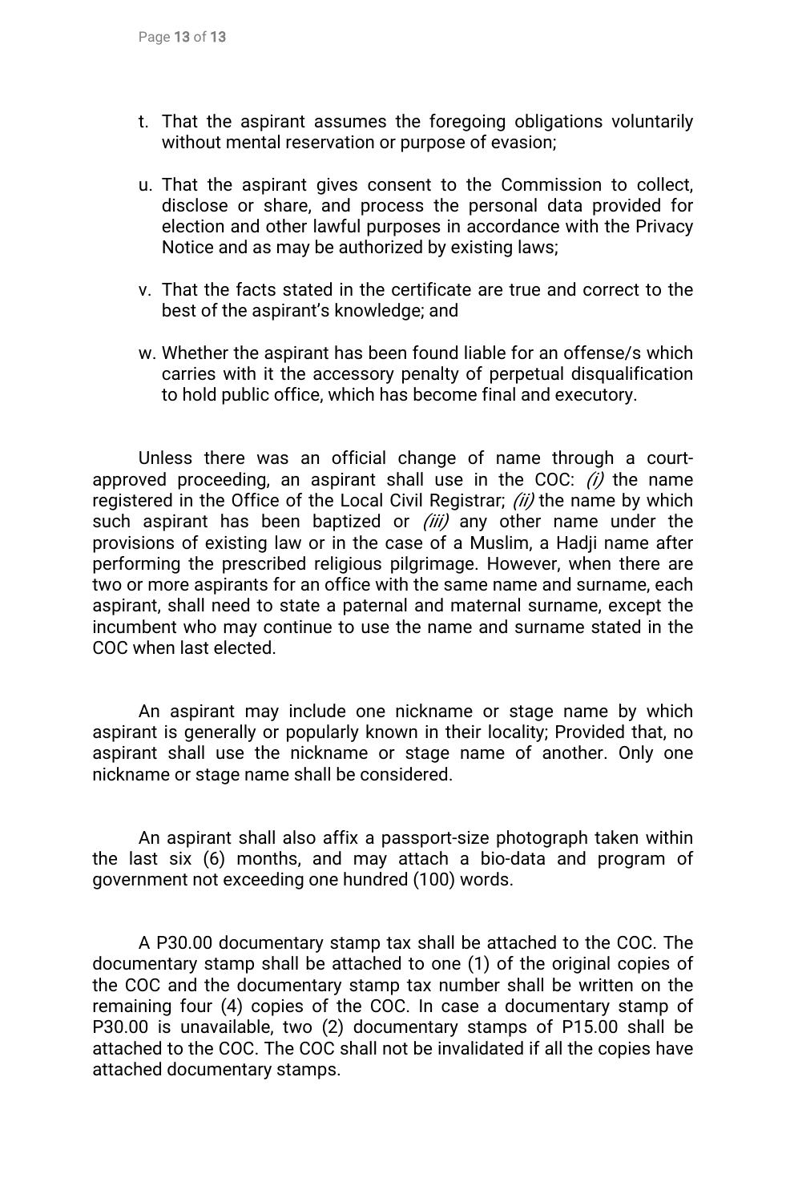t. That the aspirant assumes the foregoing obligations voluntarily without mental reservation or purpose of evasion;

u. That the aspirant gives consent to the Commission to collect, disclose or share, and process the personal data provided for election and other lawful purposes in accordance with the Privacy Notice and as may be authorized by existing laws;

v. That the facts stated in the certificate are true and correct to the best of the aspirant's knowledge; and

w. Whether the aspirant has been found liable for an offense/s which carries with it the accessory penalty of perpetual disqualification to hold public office, which has become final and executory.

Unless there was an official change of name through a court-approved proceeding, an aspirant shall use in the COC: *(i)* the name registered in the Office of the Local Civil Registrar; *(ii)* the name by which such aspirant has been baptized or *(iii)* any other name under the provisions of existing law or in the case of a Muslim, a Hadji name after performing the prescribed religious pilgrimage. However, when there are two or more aspirants for an office with the same name and surname, each aspirant, shall need to state a paternal and maternal surname, except the incumbent who may continue to use the name and surname stated in the COC when last elected.

An aspirant may include one nickname or stage name by which aspirant is generally or popularly known in their locality; Provided that, no aspirant shall use the nickname or stage name of another. Only one nickname or stage name shall be considered.

An aspirant shall also affix a passport-size photograph taken within the last six (6) months, and may attach a bio-data and program of government not exceeding one hundred (100) words.

A P30.00 documentary stamp tax shall be attached to the COC. The documentary stamp shall be attached to one (1) of the original copies of the COC and the documentary stamp tax number shall be written on the remaining four (4) copies of the COC. In case a documentary stamp of P30.00 is unavailable, two (2) documentary stamps of P15.00 shall be attached to the COC. The COC shall not be invalidated if all the copies have attached documentary stamps.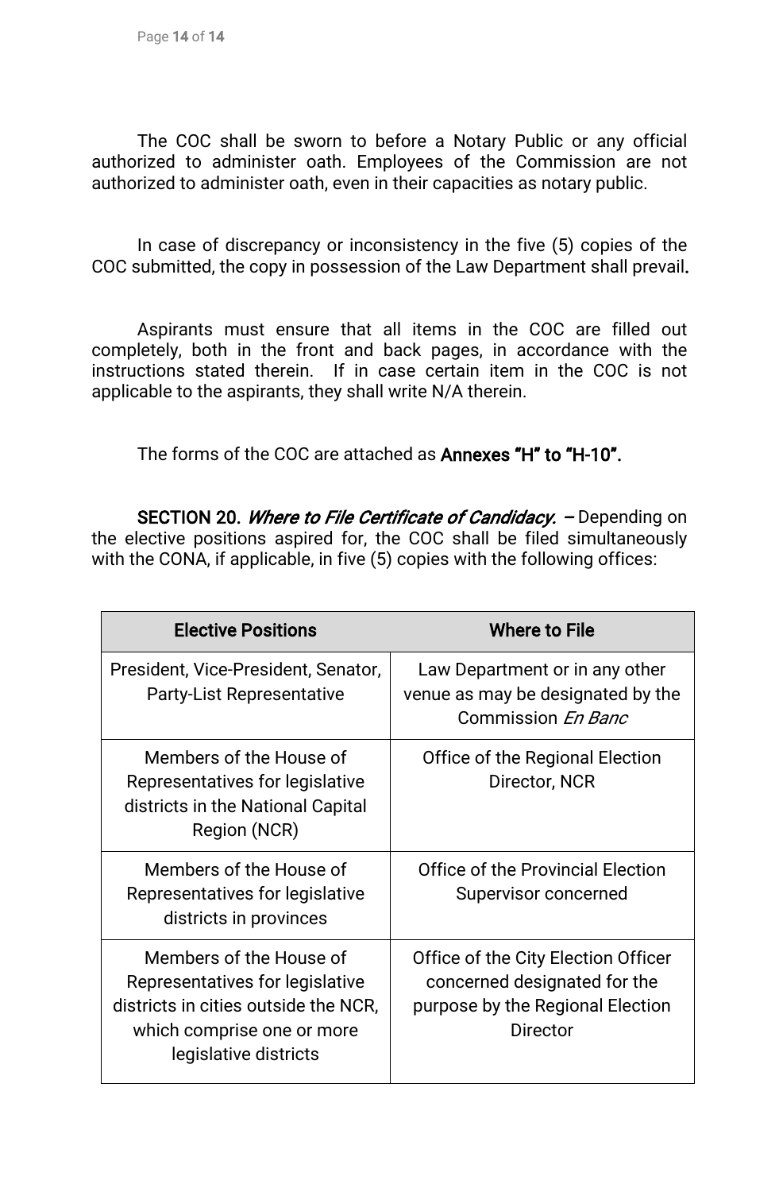The COC shall be sworn to before a Notary Public or any official authorized to administer oath. Employees of the Commission are not authorized to administer oath, even in their capacities as notary public.

In case of discrepancy or inconsistency in the five (5) copies of the COC submitted, the copy in possession of the Law Department shall prevail.

Aspirants must ensure that all items in the COC are filled out completely, both in the front and back pages, in accordance with the instructions stated therein. If in case certain item in the COC is not applicable to the aspirants, they shall write N/A therein.

The forms of the COC are attached as **Annexes "H" to "H-10".**

**SECTION 20.** ***Where to File Certificate of Candidacy.*** **–** Depending on the elective positions aspired for, the COC shall be filed simultaneously with the CONA, if applicable, in five (5) copies with the following offices:

| Elective Positions | Where to File |
|---|---|
| President, Vice-President, Senator, Party-List Representative | Law Department or in any other venue as may be designated by the Commission *En Banc* |
| Members of the House of Representatives for legislative districts in the National Capital Region (NCR) | Office of the Regional Election Director, NCR |
| Members of the House of Representatives for legislative districts in provinces | Office of the Provincial Election Supervisor concerned |
| Members of the House of Representatives for legislative districts in cities outside the NCR, which comprise one or more legislative districts | Office of the City Election Officer concerned designated for the purpose by the Regional Election Director |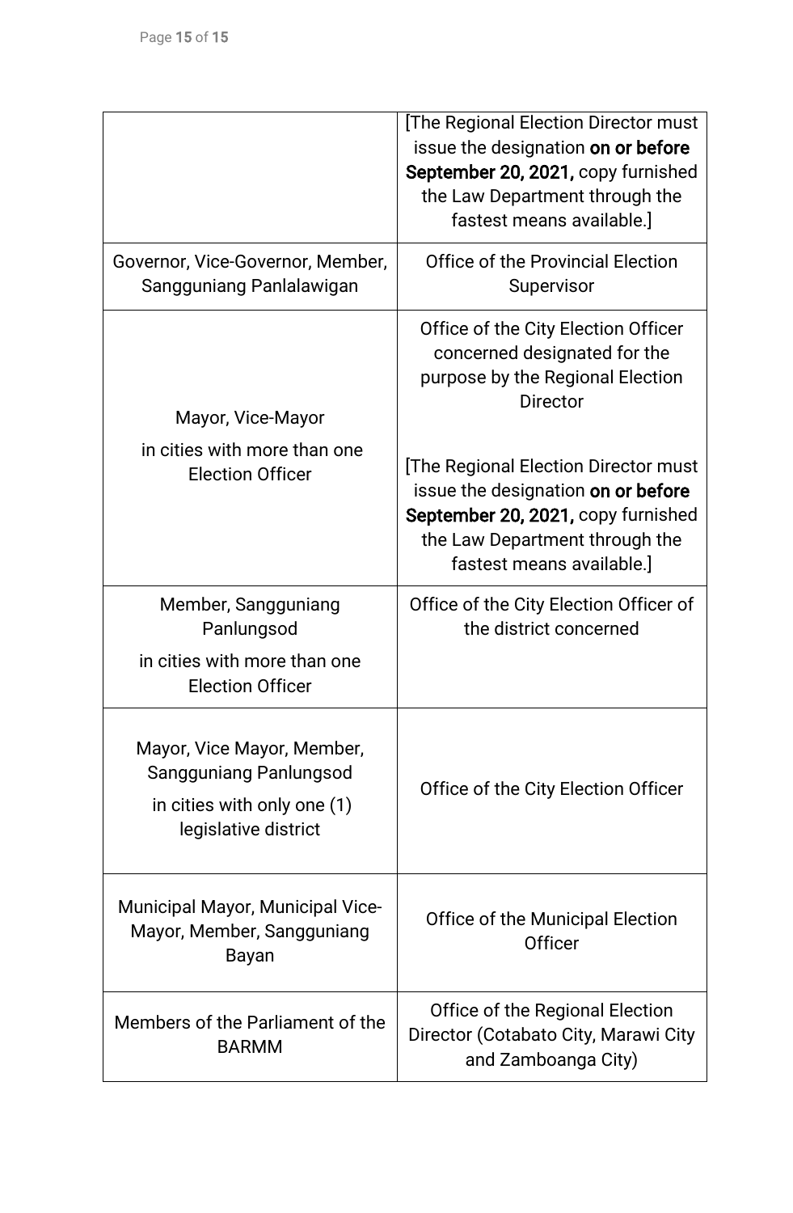| | |
|---|---|
| | [The Regional Election Director must issue the designation **on or before September 20, 2021,** copy furnished the Law Department through the fastest means available.] |
| Governor, Vice-Governor, Member, Sangguniang Panlalawigan | Office of the Provincial Election Supervisor |
| Mayor, Vice-Mayor<br>in cities with more than one Election Officer | Office of the City Election Officer concerned designated for the purpose by the Regional Election Director<br><br>[The Regional Election Director must issue the designation **on or before September 20, 2021,** copy furnished the Law Department through the fastest means available.] |
| Member, Sangguniang Panlungsod<br>in cities with more than one Election Officer | Office of the City Election Officer of the district concerned |
| Mayor, Vice Mayor, Member, Sangguniang Panlungsod<br>in cities with only one (1) legislative district | Office of the City Election Officer |
| Municipal Mayor, Municipal Vice-Mayor, Member, Sangguniang Bayan | Office of the Municipal Election Officer |
| Members of the Parliament of the BARMM | Office of the Regional Election Director (Cotabato City, Marawi City and Zamboanga City) |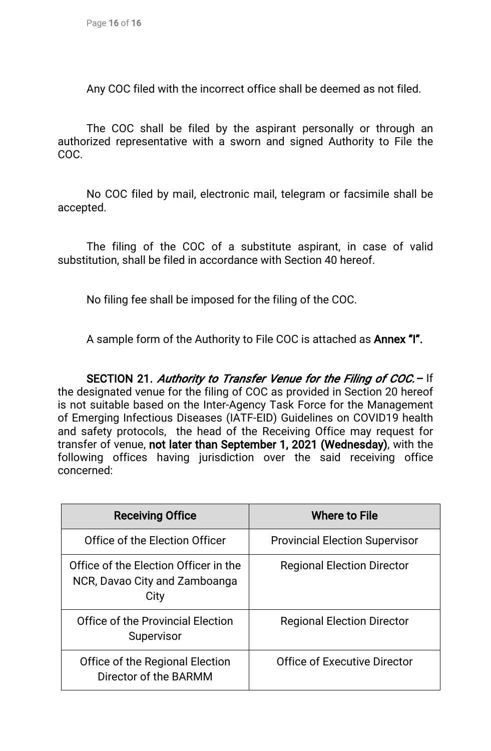Any COC filed with the incorrect office shall be deemed as not filed.

The COC shall be filed by the aspirant personally or through an authorized representative with a sworn and signed Authority to File the COC.

No COC filed by mail, electronic mail, telegram or facsimile shall be accepted.

The filing of the COC of a substitute aspirant, in case of valid substitution, shall be filed in accordance with Section 40 hereof.

No filing fee shall be imposed for the filing of the COC.

A sample form of the Authority to File COC is attached as **Annex "I".**

**SECTION 21.** ***Authority to Transfer Venue for the Filing of COC.*** – If the designated venue for the filing of COC as provided in Section 20 hereof is not suitable based on the Inter-Agency Task Force for the Management of Emerging Infectious Diseases (IATF-EID) Guidelines on COVID19 health and safety protocols, the head of the Receiving Office may request for transfer of venue, **not later than September 1, 2021 (Wednesday)**, with the following offices having jurisdiction over the said receiving office concerned:

| Receiving Office | Where to File |
|---|---|
| Office of the Election Officer | Provincial Election Supervisor |
| Office of the Election Officer in the NCR, Davao City and Zamboanga City | Regional Election Director |
| Office of the Provincial Election Supervisor | Regional Election Director |
| Office of the Regional Election Director of the BARMM | Office of Executive Director |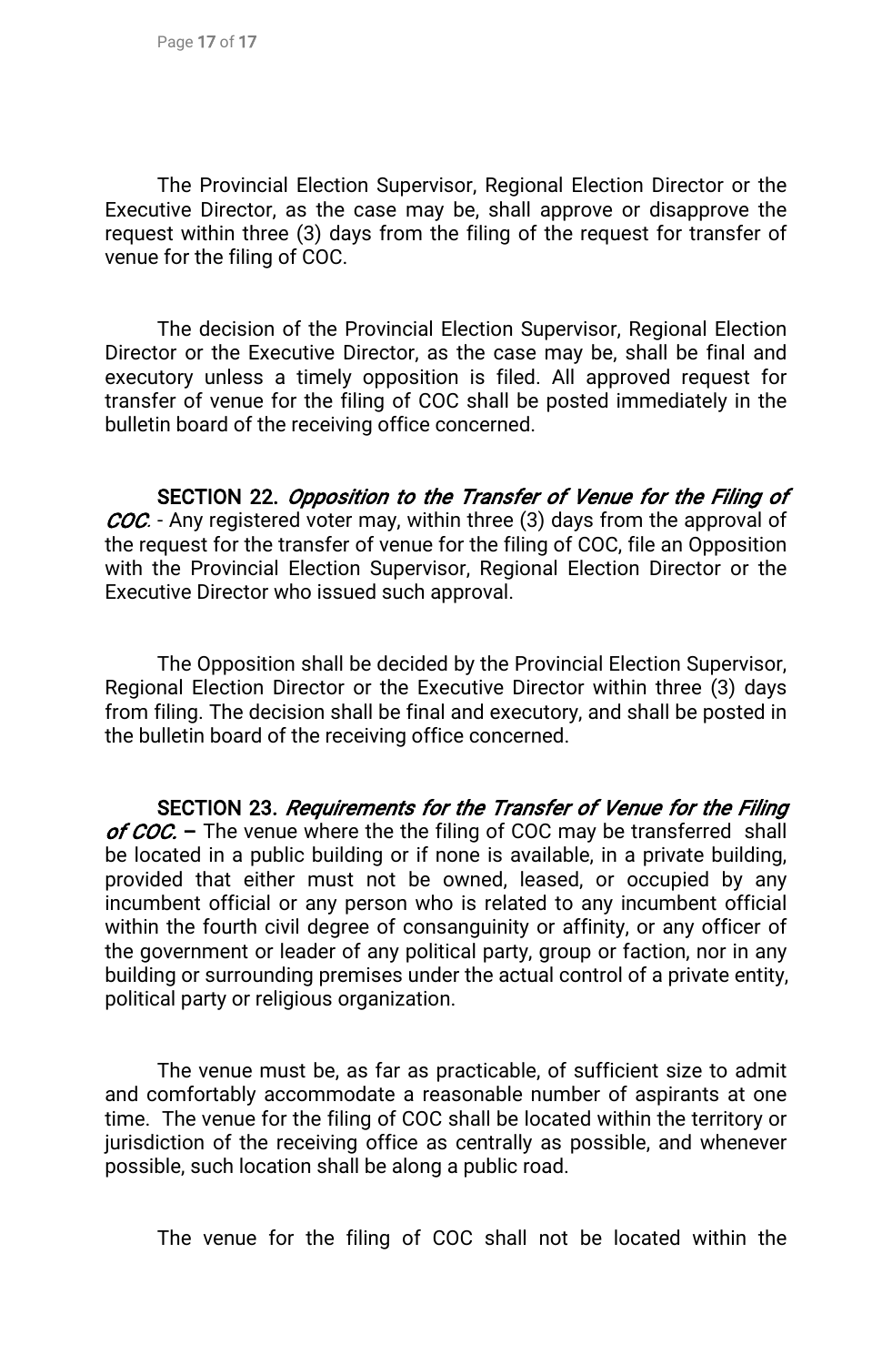The Provincial Election Supervisor, Regional Election Director or the Executive Director, as the case may be, shall approve or disapprove the request within three (3) days from the filing of the request for transfer of venue for the filing of COC.

The decision of the Provincial Election Supervisor, Regional Election Director or the Executive Director, as the case may be, shall be final and executory unless a timely opposition is filed. All approved request for transfer of venue for the filing of COC shall be posted immediately in the bulletin board of the receiving office concerned.

**SECTION 22.** ***Opposition to the Transfer of Venue for the Filing of COC***. - Any registered voter may, within three (3) days from the approval of the request for the transfer of venue for the filing of COC, file an Opposition with the Provincial Election Supervisor, Regional Election Director or the Executive Director who issued such approval.

The Opposition shall be decided by the Provincial Election Supervisor, Regional Election Director or the Executive Director within three (3) days from filing. The decision shall be final and executory, and shall be posted in the bulletin board of the receiving office concerned.

**SECTION 23.** ***Requirements for the Transfer of Venue for the Filing of COC.*** **–** The venue where the the filing of COC may be transferred shall be located in a public building or if none is available, in a private building, provided that either must not be owned, leased, or occupied by any incumbent official or any person who is related to any incumbent official within the fourth civil degree of consanguinity or affinity, or any officer of the government or leader of any political party, group or faction, nor in any building or surrounding premises under the actual control of a private entity, political party or religious organization.

The venue must be, as far as practicable, of sufficient size to admit and comfortably accommodate a reasonable number of aspirants at one time. The venue for the filing of COC shall be located within the territory or jurisdiction of the receiving office as centrally as possible, and whenever possible, such location shall be along a public road.

The venue for the filing of COC shall not be located within the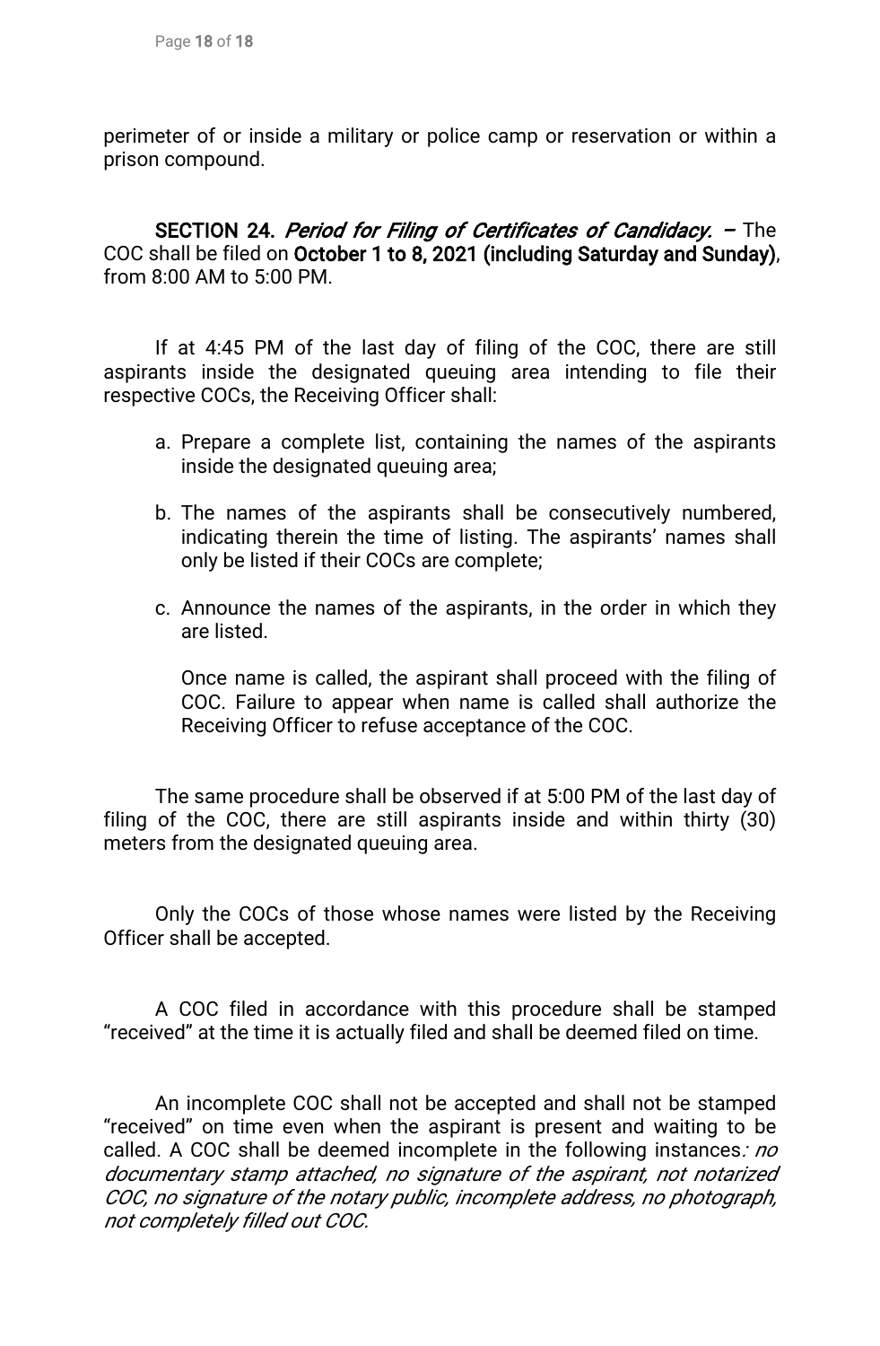perimeter of or inside a military or police camp or reservation or within a prison compound.

**SECTION 24.** ***Period for Filing of Certificates of Candidacy.*** **–** The COC shall be filed on **October 1 to 8, 2021 (including Saturday and Sunday)**, from 8:00 AM to 5:00 PM.

If at 4:45 PM of the last day of filing of the COC, there are still aspirants inside the designated queuing area intending to file their respective COCs, the Receiving Officer shall:

a. Prepare a complete list, containing the names of the aspirants inside the designated queuing area;

b. The names of the aspirants shall be consecutively numbered, indicating therein the time of listing. The aspirants' names shall only be listed if their COCs are complete;

c. Announce the names of the aspirants, in the order in which they are listed.

   Once name is called, the aspirant shall proceed with the filing of COC. Failure to appear when name is called shall authorize the Receiving Officer to refuse acceptance of the COC.

The same procedure shall be observed if at 5:00 PM of the last day of filing of the COC, there are still aspirants inside and within thirty (30) meters from the designated queuing area.

Only the COCs of those whose names were listed by the Receiving Officer shall be accepted.

A COC filed in accordance with this procedure shall be stamped "received" at the time it is actually filed and shall be deemed filed on time.

An incomplete COC shall not be accepted and shall not be stamped "received" on time even when the aspirant is present and waiting to be called. A COC shall be deemed incomplete in the following instances*: no documentary stamp attached, no signature of the aspirant, not notarized COC, no signature of the notary public, incomplete address, no photograph, not completely filled out COC.*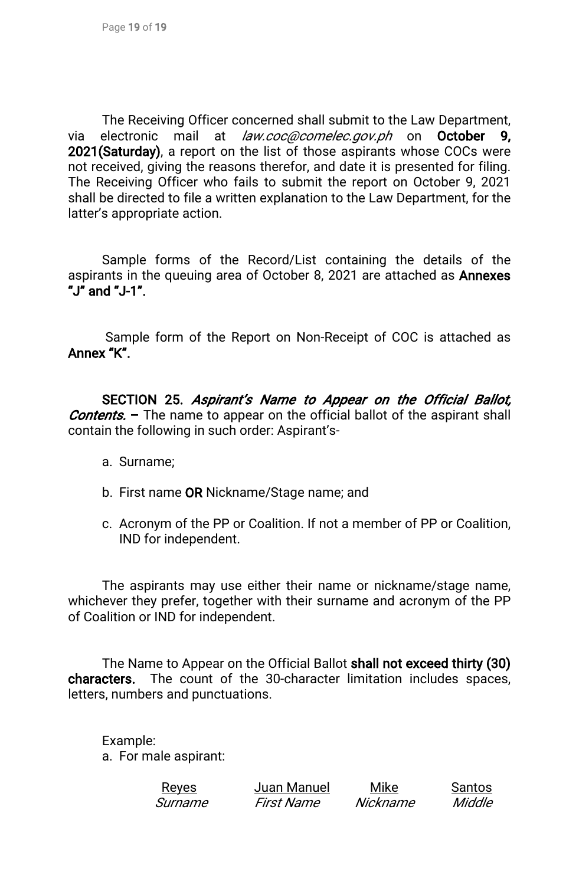The Receiving Officer concerned shall submit to the Law Department, via electronic mail at *law.coc@comelec.gov.ph* on **October 9, 2021(Saturday)**, a report on the list of those aspirants whose COCs were not received, giving the reasons therefor, and date it is presented for filing. The Receiving Officer who fails to submit the report on October 9, 2021 shall be directed to file a written explanation to the Law Department, for the latter's appropriate action.

Sample forms of the Record/List containing the details of the aspirants in the queuing area of October 8, 2021 are attached as **Annexes "J" and "J-1".**

Sample form of the Report on Non-Receipt of COC is attached as **Annex "K".**

**SECTION 25.** ***Aspirant's Name to Appear on the Official Ballot, Contents.*** **–** The name to appear on the official ballot of the aspirant shall contain the following in such order: Aspirant's-

a. Surname;

b. First name **OR** Nickname/Stage name; and

c. Acronym of the PP or Coalition. If not a member of PP or Coalition, IND for independent.

The aspirants may use either their name or nickname/stage name, whichever they prefer, together with their surname and acronym of the PP of Coalition or IND for independent.

The Name to Appear on the Official Ballot **shall not exceed thirty (30) characters.** The count of the 30-character limitation includes spaces, letters, numbers and punctuations.

Example:

a. For male aspirant:

| Reyes | Juan Manuel | Mike | Santos |
|---|---|---|---|
| *Surname* | *First Name* | *Nickname* | *Middle* |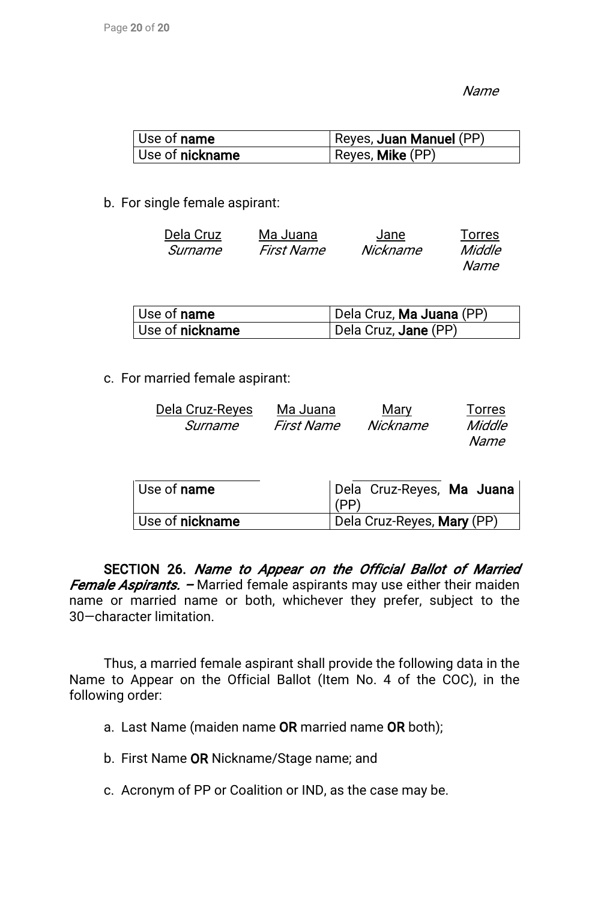*Name*

| Use of **name** | Reyes, **Juan Manuel** (PP) |
|---|---|
| Use of **nickname** | Reyes, **Mike** (PP) |

b. For single female aspirant:

| Dela Cruz | Ma Juana | Jane | Torres |
|---|---|---|---|
| *Surname* | *First Name* | *Nickname* | *Middle Name* |

| Use of **name** | Dela Cruz, **Ma Juana** (PP) |
|---|---|
| Use of **nickname** | Dela Cruz, **Jane** (PP) |

c. For married female aspirant:

| Dela Cruz-Reyes | Ma Juana | Mary | Torres |
|---|---|---|---|
| *Surname* | *First Name* | *Nickname* | *Middle Name* |

| Use of **name** | Dela Cruz-Reyes, **Ma Juana** (PP) |
|---|---|
| Use of **nickname** | Dela Cruz-Reyes, **Mary** (PP) |

**SECTION 26.** ***Name to Appear on the Official Ballot of Married Female Aspirants. –*** Married female aspirants may use either their maiden name or married name or both, whichever they prefer, subject to the 30—character limitation.

Thus, a married female aspirant shall provide the following data in the Name to Appear on the Official Ballot (Item No. 4 of the COC), in the following order:

a. Last Name (maiden name **OR** married name **OR** both);

b. First Name **OR** Nickname/Stage name; and

c. Acronym of PP or Coalition or IND, as the case may be.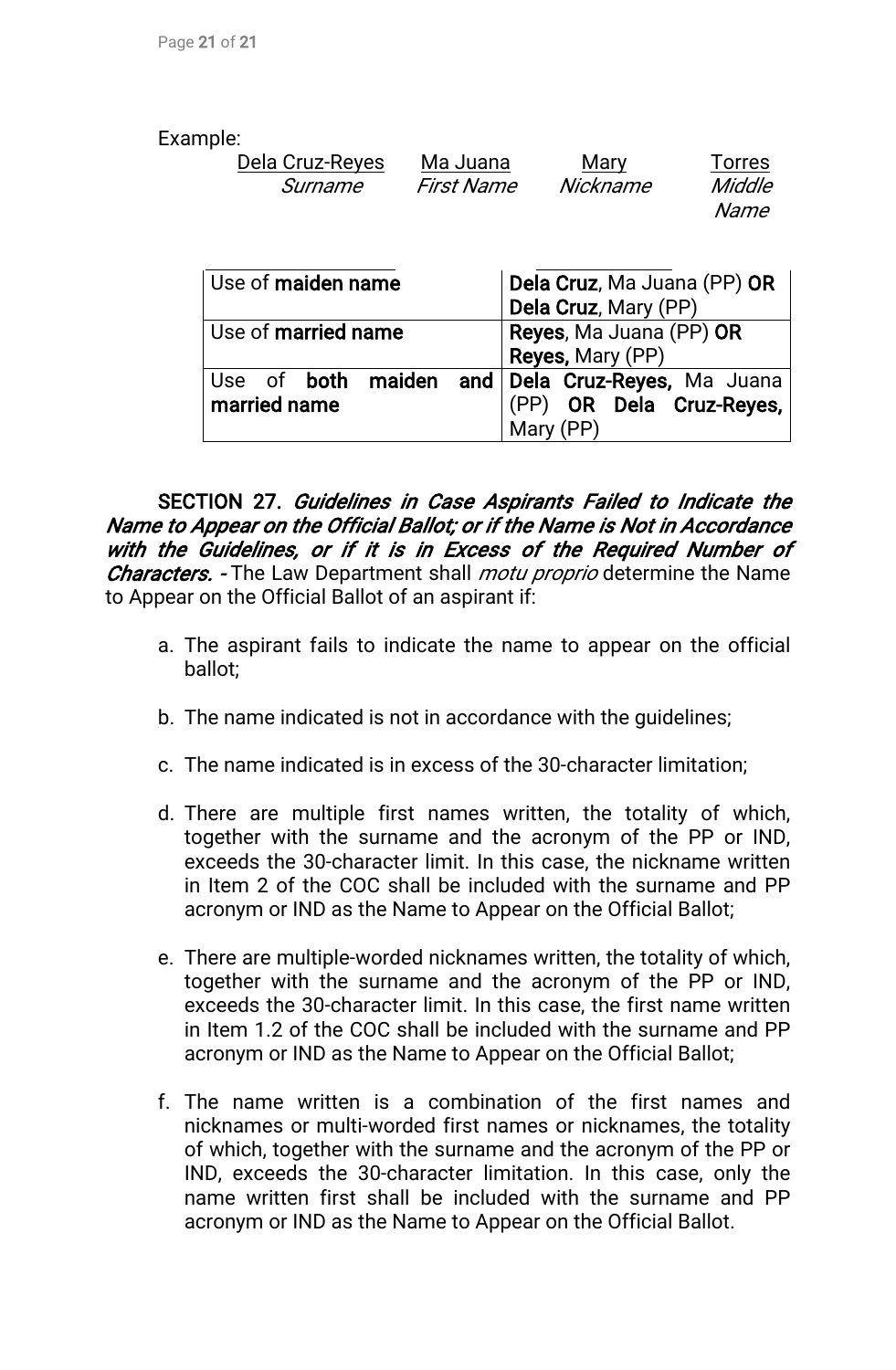Example:

| <u>Dela Cruz-Reyes</u> | <u>Ma Juana</u> | <u>Mary</u> | <u>Torres</u> |
|---|---|---|---|
| *Surname* | *First Name* | *Nickname* | *Middle Name* |

| Use of **maiden name** | **Dela Cruz**, Ma Juana (PP) **OR** **Dela Cruz**, Mary (PP) |
|---|---|
| Use of **married name** | **Reyes**, Ma Juana (PP) **OR** **Reyes,** Mary (PP) |
| Use of **both maiden and married name** | **Dela Cruz-Reyes,** Ma Juana (PP) **OR Dela Cruz-Reyes,** Mary (PP) |

**SECTION 27.** ***Guidelines in Case Aspirants Failed to Indicate the Name to Appear on the Official Ballot; or if the Name is Not in Accordance with the Guidelines, or if it is in Excess of the Required Number of Characters. -*** The Law Department shall *motu proprio* determine the Name to Appear on the Official Ballot of an aspirant if:

a. The aspirant fails to indicate the name to appear on the official ballot;

b. The name indicated is not in accordance with the guidelines;

c. The name indicated is in excess of the 30-character limitation;

d. There are multiple first names written, the totality of which, together with the surname and the acronym of the PP or IND, exceeds the 30-character limit. In this case, the nickname written in Item 2 of the COC shall be included with the surname and PP acronym or IND as the Name to Appear on the Official Ballot;

e. There are multiple-worded nicknames written, the totality of which, together with the surname and the acronym of the PP or IND, exceeds the 30-character limit. In this case, the first name written in Item 1.2 of the COC shall be included with the surname and PP acronym or IND as the Name to Appear on the Official Ballot;

f. The name written is a combination of the first names and nicknames or multi-worded first names or nicknames, the totality of which, together with the surname and the acronym of the PP or IND, exceeds the 30-character limitation. In this case, only the name written first shall be included with the surname and PP acronym or IND as the Name to Appear on the Official Ballot.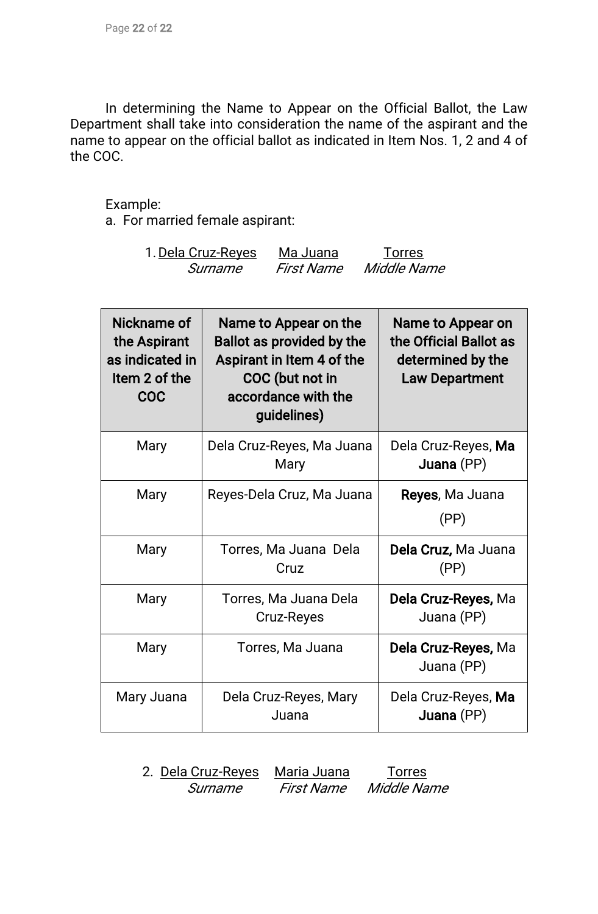In determining the Name to Appear on the Official Ballot, the Law Department shall take into consideration the name of the aspirant and the name to appear on the official ballot as indicated in Item Nos. 1, 2 and 4 of the COC.

Example:

a. For married female aspirant:

1. Dela Cruz-Reyes (*Surname*) Ma Juana (*First Name*) Torres (*Middle Name*)

| Nickname of the Aspirant as indicated in Item 2 of the COC | Name to Appear on the Ballot as provided by the Aspirant in Item 4 of the COC (but not in accordance with the guidelines) | Name to Appear on the Official Ballot as determined by the Law Department |
|---|---|---|
| Mary | Dela Cruz-Reyes, Ma Juana Mary | Dela Cruz-Reyes, **Ma Juana** (PP) |
| Mary | Reyes-Dela Cruz, Ma Juana | **Reyes**, Ma Juana (PP) |
| Mary | Torres, Ma Juana Dela Cruz | **Dela Cruz,** Ma Juana (PP) |
| Mary | Torres, Ma Juana Dela Cruz-Reyes | **Dela Cruz-Reyes,** Ma Juana (PP) |
| Mary | Torres, Ma Juana | **Dela Cruz-Reyes,** Ma Juana (PP) |
| Mary Juana | Dela Cruz-Reyes, Mary Juana | Dela Cruz-Reyes, **Ma Juana** (PP) |

2. Dela Cruz-Reyes (*Surname*) Maria Juana (*First Name*) Torres (*Middle Name*)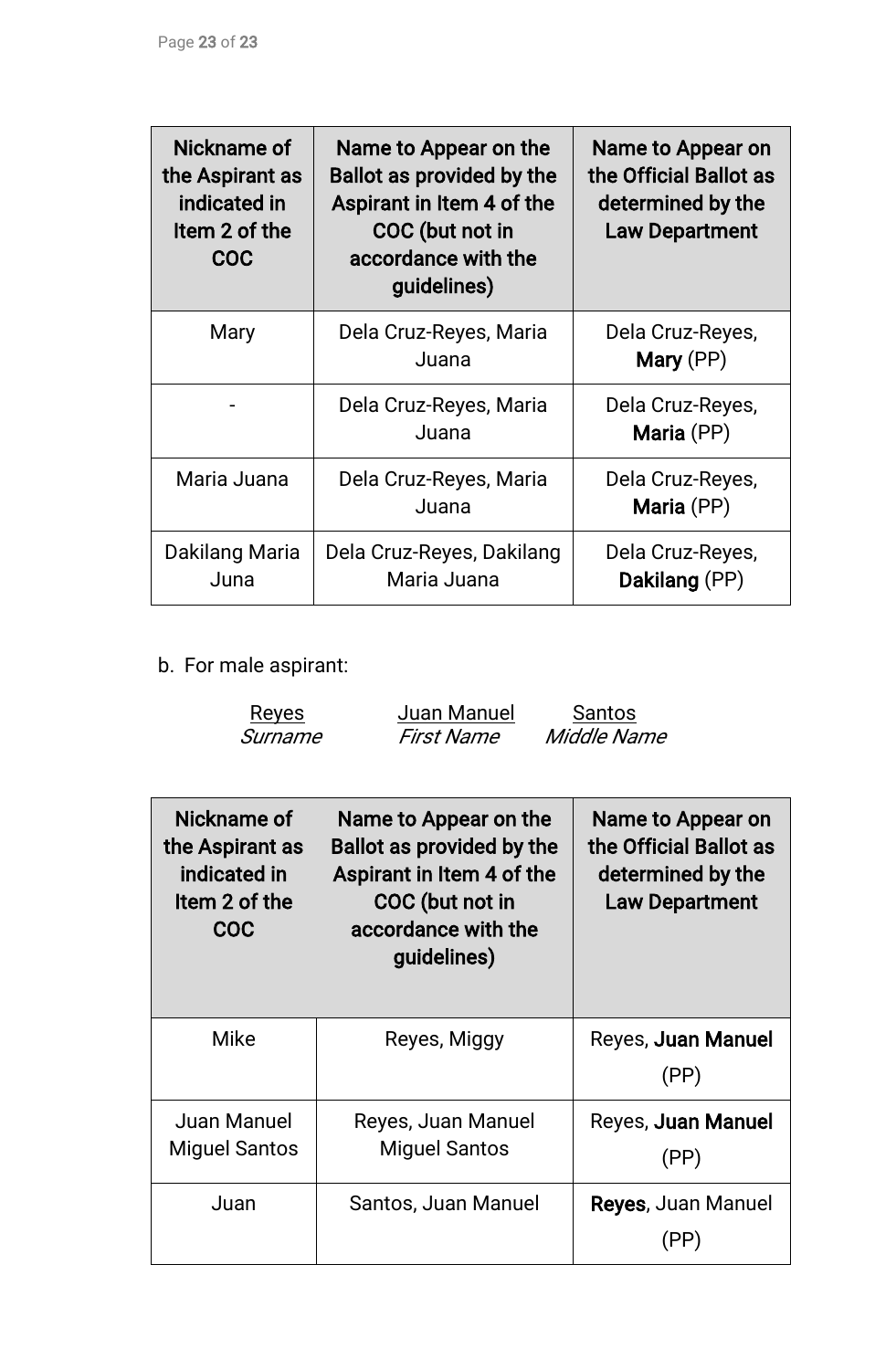| Nickname of the Aspirant as indicated in Item 2 of the COC | Name to Appear on the Ballot as provided by the Aspirant in Item 4 of the COC (but not in accordance with the guidelines) | Name to Appear on the Official Ballot as determined by the Law Department |
|---|---|---|
| Mary | Dela Cruz-Reyes, Maria Juana | Dela Cruz-Reyes, **Mary** (PP) |
| - | Dela Cruz-Reyes, Maria Juana | Dela Cruz-Reyes, **Maria** (PP) |
| Maria Juana | Dela Cruz-Reyes, Maria Juana | Dela Cruz-Reyes, **Maria** (PP) |
| Dakilang Maria Juna | Dela Cruz-Reyes, Dakilang Maria Juana | Dela Cruz-Reyes, **Dakilang** (PP) |

b. For male aspirant:

| Reyes | Juan Manuel | Santos |
|---|---|---|
| *Surname* | *First Name* | *Middle Name* |

| Nickname of the Aspirant as indicated in Item 2 of the COC | Name to Appear on the Ballot as provided by the Aspirant in Item 4 of the COC (but not in accordance with the guidelines) | Name to Appear on the Official Ballot as determined by the Law Department |
|---|---|---|
| Mike | Reyes, Miggy | Reyes, **Juan Manuel** (PP) |
| Juan Manuel Miguel Santos | Reyes, Juan Manuel Miguel Santos | Reyes, **Juan Manuel** (PP) |
| Juan | Santos, Juan Manuel | **Reyes**, Juan Manuel (PP) |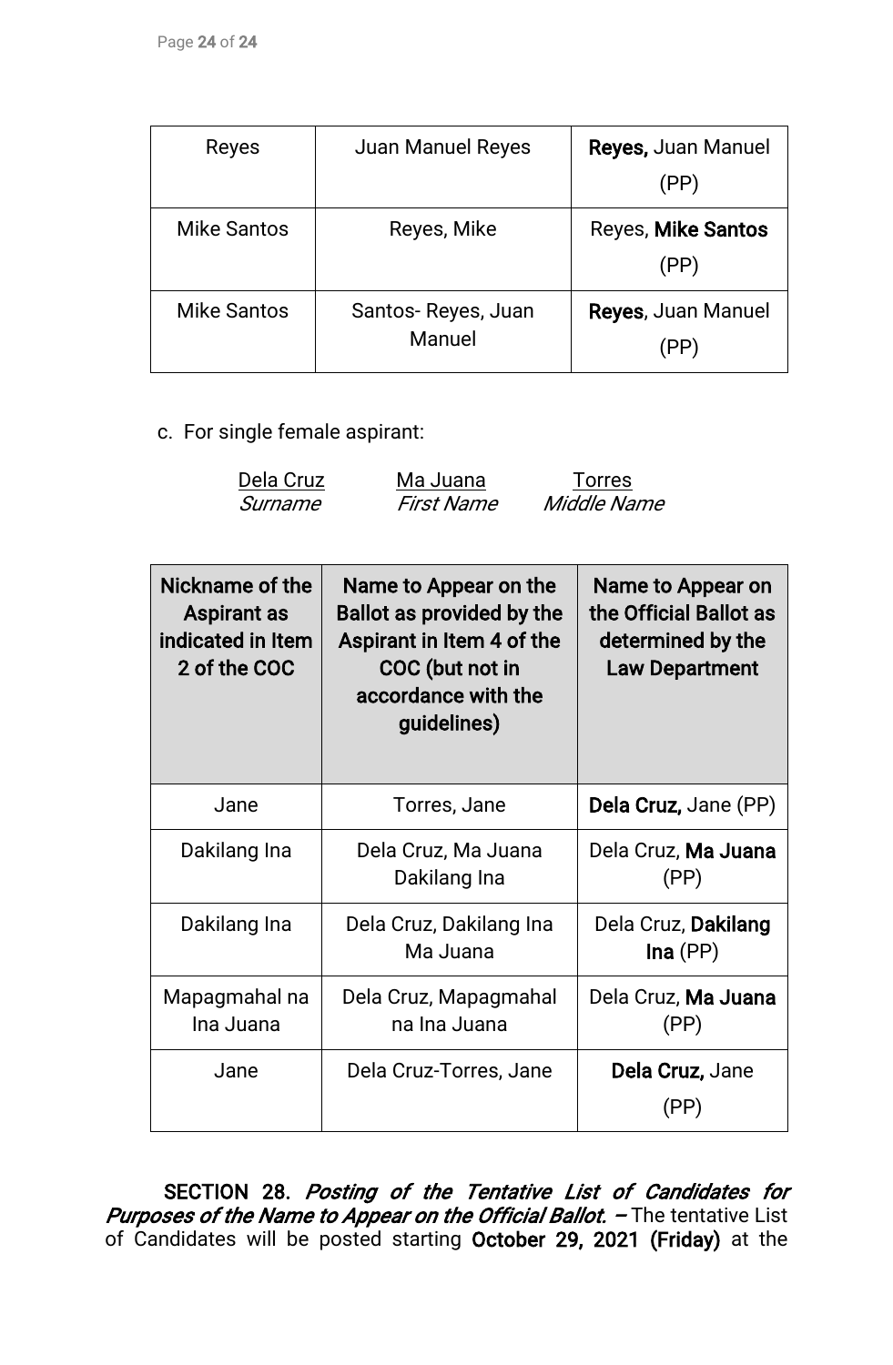| Reyes | Juan Manuel Reyes | **Reyes,** Juan Manuel (PP) |
| --- | --- | --- |
| Mike Santos | Reyes, Mike | Reyes, **Mike Santos** (PP) |
| Mike Santos | Santos- Reyes, Juan Manuel | **Reyes**, Juan Manuel (PP) |

c. For single female aspirant:

| <u>Dela Cruz</u> | <u>Ma Juana</u> | <u>Torres</u> |
| --- | --- | --- |
| *Surname* | *First Name* | *Middle Name* |

| Nickname of the Aspirant as indicated in Item 2 of the COC | Name to Appear on the Ballot as provided by the Aspirant in Item 4 of the COC (but not in accordance with the guidelines) | Name to Appear on the Official Ballot as determined by the Law Department |
| --- | --- | --- |
| Jane | Torres, Jane | **Dela Cruz,** Jane (PP) |
| Dakilang Ina | Dela Cruz, Ma Juana Dakilang Ina | Dela Cruz, **Ma Juana** (PP) |
| Dakilang Ina | Dela Cruz, Dakilang Ina Ma Juana | Dela Cruz, **Dakilang Ina** (PP) |
| Mapagmahal na Ina Juana | Dela Cruz, Mapagmahal na Ina Juana | Dela Cruz, **Ma Juana** (PP) |
| Jane | Dela Cruz-Torres, Jane | **Dela Cruz,** Jane (PP) |

**SECTION 28.** ***Posting of the Tentative List of Candidates for Purposes of the Name to Appear on the Official Ballot. –*** The tentative List of Candidates will be posted starting **October 29, 2021 (Friday)** at the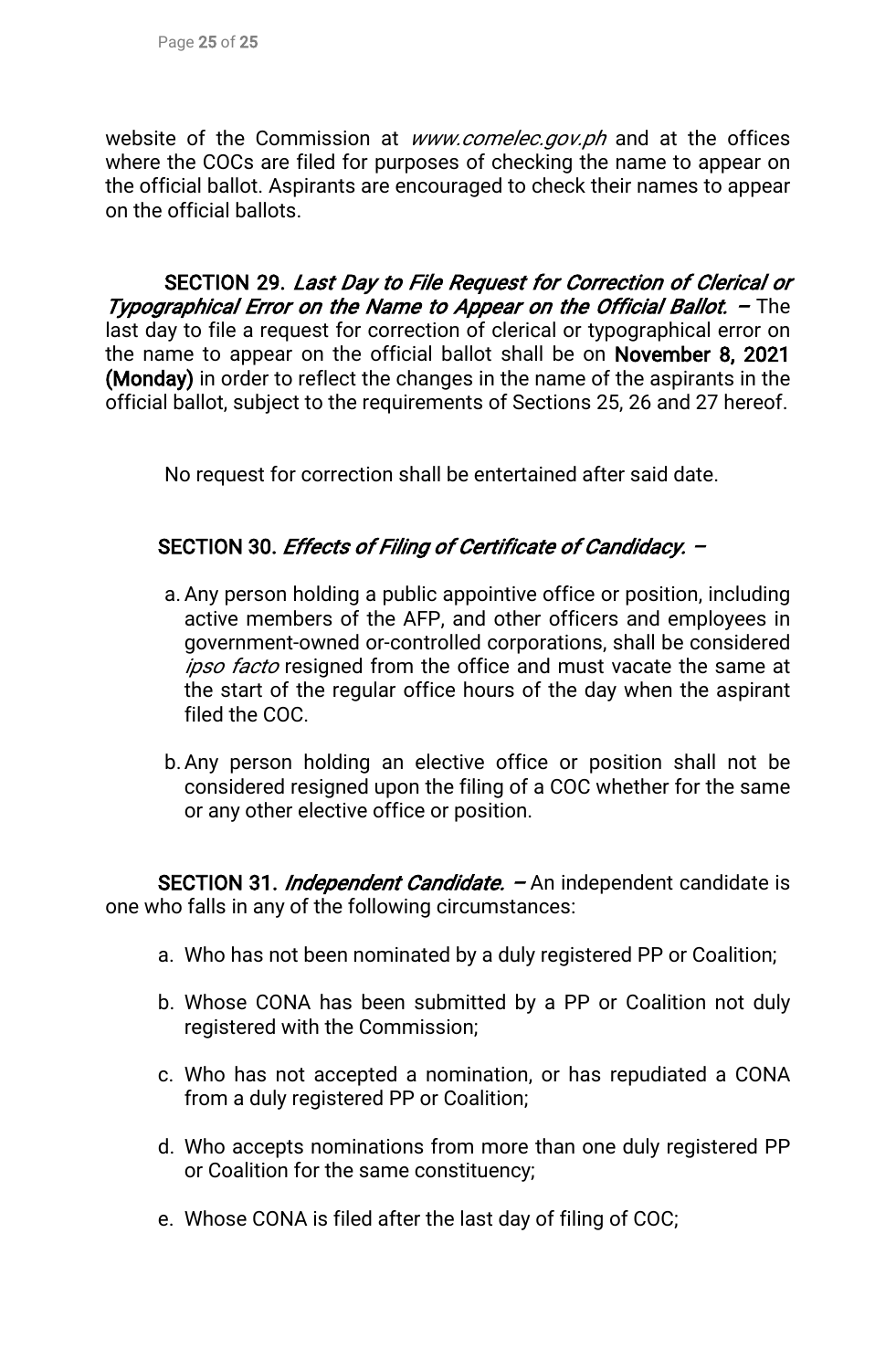website of the Commission at *www.comelec.gov.ph* and at the offices where the COCs are filed for purposes of checking the name to appear on the official ballot. Aspirants are encouraged to check their names to appear on the official ballots.

**SECTION 29.** ***Last Day to File Request for Correction of Clerical or Typographical Error on the Name to Appear on the Official Ballot.*** **–** The last day to file a request for correction of clerical or typographical error on the name to appear on the official ballot shall be on **November 8, 2021 (Monday)** in order to reflect the changes in the name of the aspirants in the official ballot, subject to the requirements of Sections 25, 26 and 27 hereof.

No request for correction shall be entertained after said date.

**SECTION 30.** ***Effects of Filing of Certificate of Candidacy.*** **–**

a. Any person holding a public appointive office or position, including active members of the AFP, and other officers and employees in government-owned or-controlled corporations, shall be considered *ipso facto* resigned from the office and must vacate the same at the start of the regular office hours of the day when the aspirant filed the COC.

b. Any person holding an elective office or position shall not be considered resigned upon the filing of a COC whether for the same or any other elective office or position.

**SECTION 31.** ***Independent Candidate.*** **–** An independent candidate is one who falls in any of the following circumstances:

a. Who has not been nominated by a duly registered PP or Coalition;

b. Whose CONA has been submitted by a PP or Coalition not duly registered with the Commission;

c. Who has not accepted a nomination, or has repudiated a CONA from a duly registered PP or Coalition;

d. Who accepts nominations from more than one duly registered PP or Coalition for the same constituency;

e. Whose CONA is filed after the last day of filing of COC;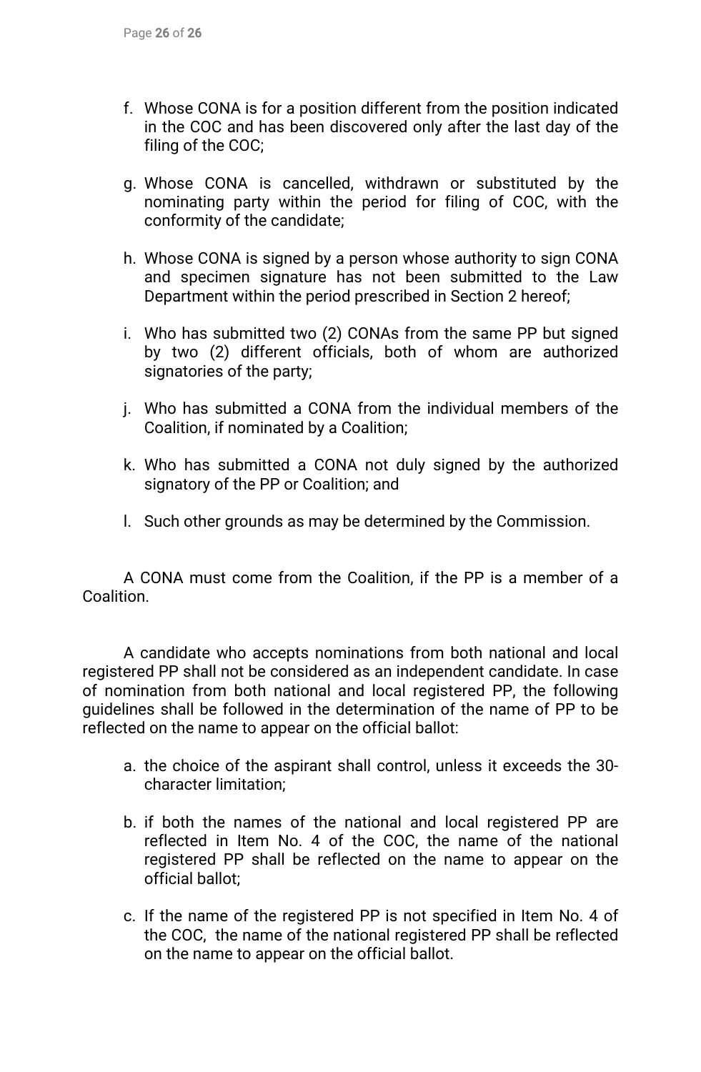f. Whose CONA is for a position different from the position indicated in the COC and has been discovered only after the last day of the filing of the COC;

g. Whose CONA is cancelled, withdrawn or substituted by the nominating party within the period for filing of COC, with the conformity of the candidate;

h. Whose CONA is signed by a person whose authority to sign CONA and specimen signature has not been submitted to the Law Department within the period prescribed in Section 2 hereof;

i. Who has submitted two (2) CONAs from the same PP but signed by two (2) different officials, both of whom are authorized signatories of the party;

j. Who has submitted a CONA from the individual members of the Coalition, if nominated by a Coalition;

k. Who has submitted a CONA not duly signed by the authorized signatory of the PP or Coalition; and

l. Such other grounds as may be determined by the Commission.

A CONA must come from the Coalition, if the PP is a member of a Coalition.

A candidate who accepts nominations from both national and local registered PP shall not be considered as an independent candidate. In case of nomination from both national and local registered PP, the following guidelines shall be followed in the determination of the name of PP to be reflected on the name to appear on the official ballot:

a. the choice of the aspirant shall control, unless it exceeds the 30-character limitation;

b. if both the names of the national and local registered PP are reflected in Item No. 4 of the COC, the name of the national registered PP shall be reflected on the name to appear on the official ballot;

c. If the name of the registered PP is not specified in Item No. 4 of the COC, the name of the national registered PP shall be reflected on the name to appear on the official ballot.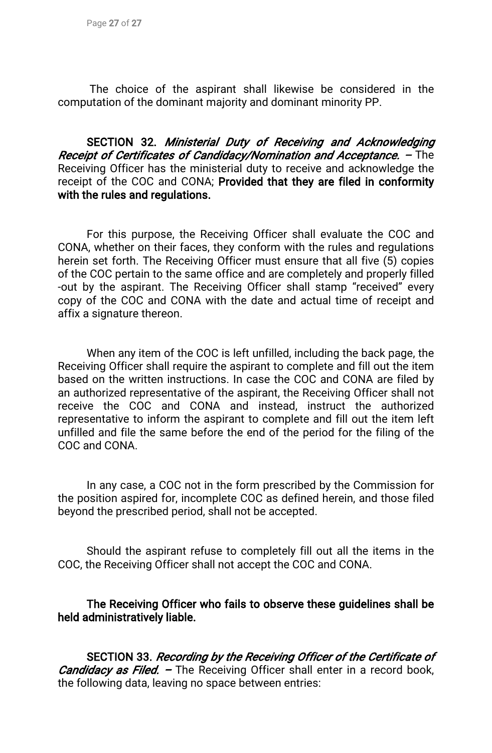The choice of the aspirant shall likewise be considered in the computation of the dominant majority and dominant minority PP.

**SECTION 32.** ***Ministerial Duty of Receiving and Acknowledging Receipt of Certificates of Candidacy/Nomination and Acceptance.*** **–** The Receiving Officer has the ministerial duty to receive and acknowledge the receipt of the COC and CONA; **Provided that they are filed in conformity with the rules and regulations.**

For this purpose, the Receiving Officer shall evaluate the COC and CONA, whether on their faces, they conform with the rules and regulations herein set forth. The Receiving Officer must ensure that all five (5) copies of the COC pertain to the same office and are completely and properly filled -out by the aspirant. The Receiving Officer shall stamp "received" every copy of the COC and CONA with the date and actual time of receipt and affix a signature thereon.

When any item of the COC is left unfilled, including the back page, the Receiving Officer shall require the aspirant to complete and fill out the item based on the written instructions. In case the COC and CONA are filed by an authorized representative of the aspirant, the Receiving Officer shall not receive the COC and CONA and instead, instruct the authorized representative to inform the aspirant to complete and fill out the item left unfilled and file the same before the end of the period for the filing of the COC and CONA.

In any case, a COC not in the form prescribed by the Commission for the position aspired for, incomplete COC as defined herein, and those filed beyond the prescribed period, shall not be accepted.

Should the aspirant refuse to completely fill out all the items in the COC, the Receiving Officer shall not accept the COC and CONA.

**The Receiving Officer who fails to observe these guidelines shall be held administratively liable.**

**SECTION 33.** ***Recording by the Receiving Officer of the Certificate of Candidacy as Filed.*** **–** The Receiving Officer shall enter in a record book, the following data, leaving no space between entries: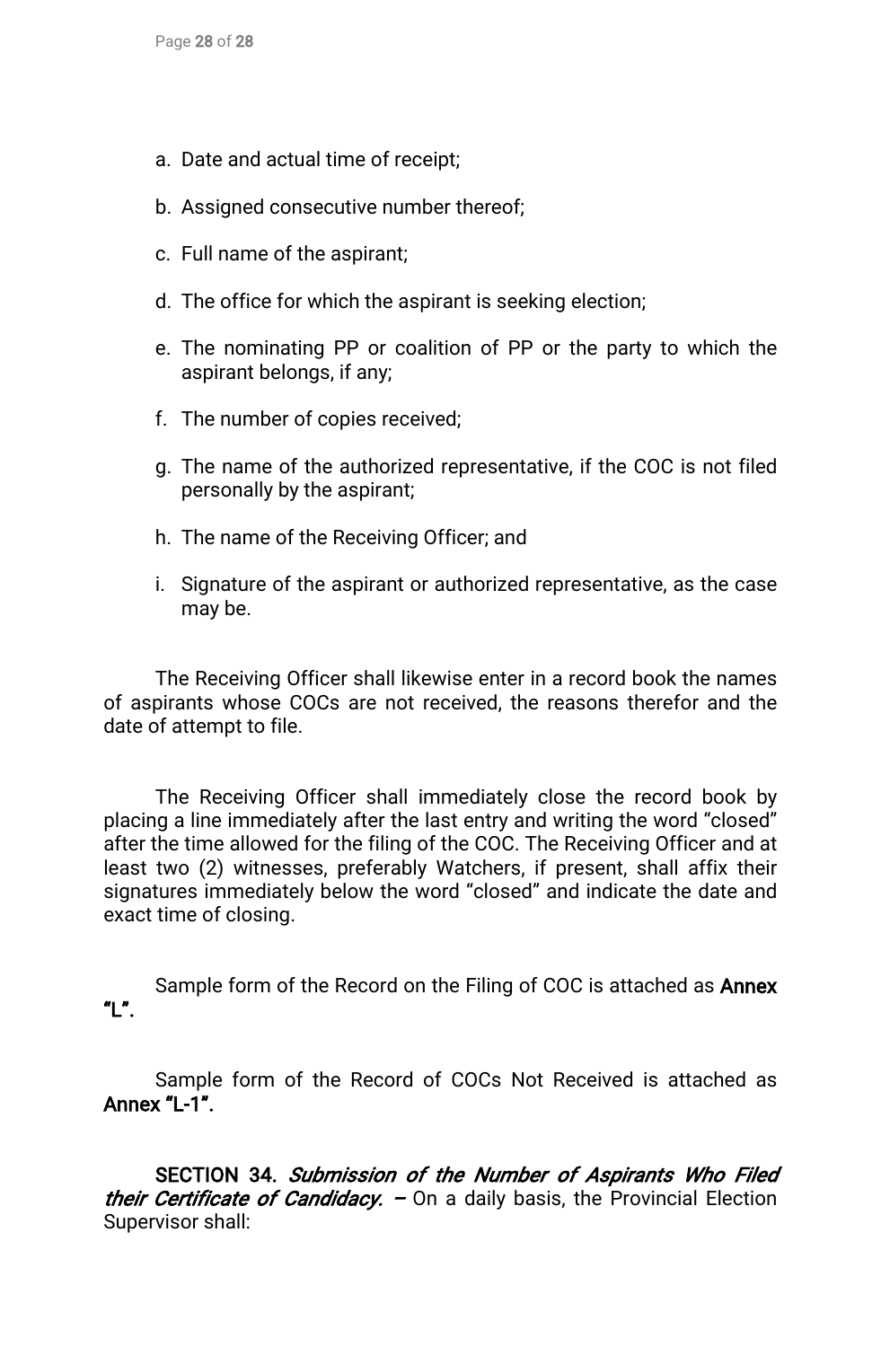a. Date and actual time of receipt;

b. Assigned consecutive number thereof;

c. Full name of the aspirant;

d. The office for which the aspirant is seeking election;

e. The nominating PP or coalition of PP or the party to which the aspirant belongs, if any;

f. The number of copies received;

g. The name of the authorized representative, if the COC is not filed personally by the aspirant;

h. The name of the Receiving Officer; and

i. Signature of the aspirant or authorized representative, as the case may be.

The Receiving Officer shall likewise enter in a record book the names of aspirants whose COCs are not received, the reasons therefor and the date of attempt to file.

The Receiving Officer shall immediately close the record book by placing a line immediately after the last entry and writing the word "closed" after the time allowed for the filing of the COC. The Receiving Officer and at least two (2) witnesses, preferably Watchers, if present, shall affix their signatures immediately below the word "closed" and indicate the date and exact time of closing.

Sample form of the Record on the Filing of COC is attached as **Annex "L".**

Sample form of the Record of COCs Not Received is attached as **Annex "L-1".**

**SECTION 34.** ***Submission of the Number of Aspirants Who Filed their Certificate of Candidacy.*** **–** On a daily basis, the Provincial Election Supervisor shall: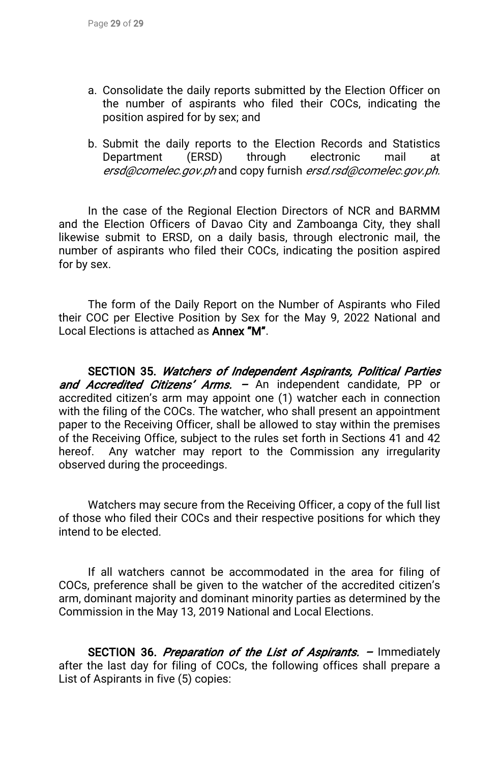a. Consolidate the daily reports submitted by the Election Officer on the number of aspirants who filed their COCs, indicating the position aspired for by sex; and

b. Submit the daily reports to the Election Records and Statistics Department (ERSD) through electronic mail at *ersd@comelec.gov.ph* and copy furnish *ersd.rsd@comelec.gov.ph.*

In the case of the Regional Election Directors of NCR and BARMM and the Election Officers of Davao City and Zamboanga City, they shall likewise submit to ERSD, on a daily basis, through electronic mail, the number of aspirants who filed their COCs, indicating the position aspired for by sex.

The form of the Daily Report on the Number of Aspirants who Filed their COC per Elective Position by Sex for the May 9, 2022 National and Local Elections is attached as **Annex "M"**.

**SECTION 35.** ***Watchers of Independent Aspirants, Political Parties and Accredited Citizens' Arms.*** **–** An independent candidate, PP or accredited citizen's arm may appoint one (1) watcher each in connection with the filing of the COCs. The watcher, who shall present an appointment paper to the Receiving Officer, shall be allowed to stay within the premises of the Receiving Office, subject to the rules set forth in Sections 41 and 42 hereof. Any watcher may report to the Commission any irregularity observed during the proceedings.

Watchers may secure from the Receiving Officer, a copy of the full list of those who filed their COCs and their respective positions for which they intend to be elected.

If all watchers cannot be accommodated in the area for filing of COCs, preference shall be given to the watcher of the accredited citizen's arm, dominant majority and dominant minority parties as determined by the Commission in the May 13, 2019 National and Local Elections.

**SECTION 36.** ***Preparation of the List of Aspirants.*** **–** Immediately after the last day for filing of COCs, the following offices shall prepare a List of Aspirants in five (5) copies: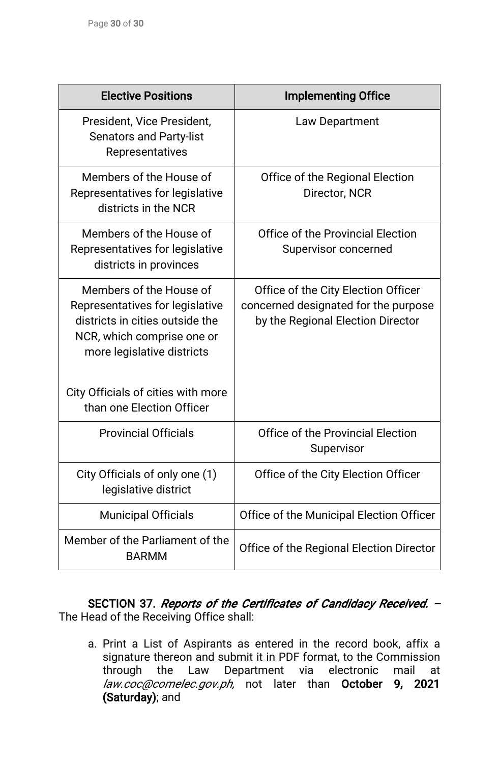| Elective Positions | Implementing Office |
|---|---|
| President, Vice President, Senators and Party-list Representatives | Law Department |
| Members of the House of Representatives for legislative districts in the NCR | Office of the Regional Election Director, NCR |
| Members of the House of Representatives for legislative districts in provinces | Office of the Provincial Election Supervisor concerned |
| Members of the House of Representatives for legislative districts in cities outside the NCR, which comprise one or more legislative districts<br><br>City Officials of cities with more than one Election Officer | Office of the City Election Officer concerned designated for the purpose by the Regional Election Director |
| Provincial Officials | Office of the Provincial Election Supervisor |
| City Officials of only one (1) legislative district | Office of the City Election Officer |
| Municipal Officials | Office of the Municipal Election Officer |
| Member of the Parliament of the BARMM | Office of the Regional Election Director |

**SECTION 37.** ***Reports of the Certificates of Candidacy Received.*** **–** The Head of the Receiving Office shall:

a. Print a List of Aspirants as entered in the record book, affix a signature thereon and submit it in PDF format, to the Commission through the Law Department via electronic mail at *law.coc@comelec.gov.ph,* not later than **October 9, 2021 (Saturday)**; and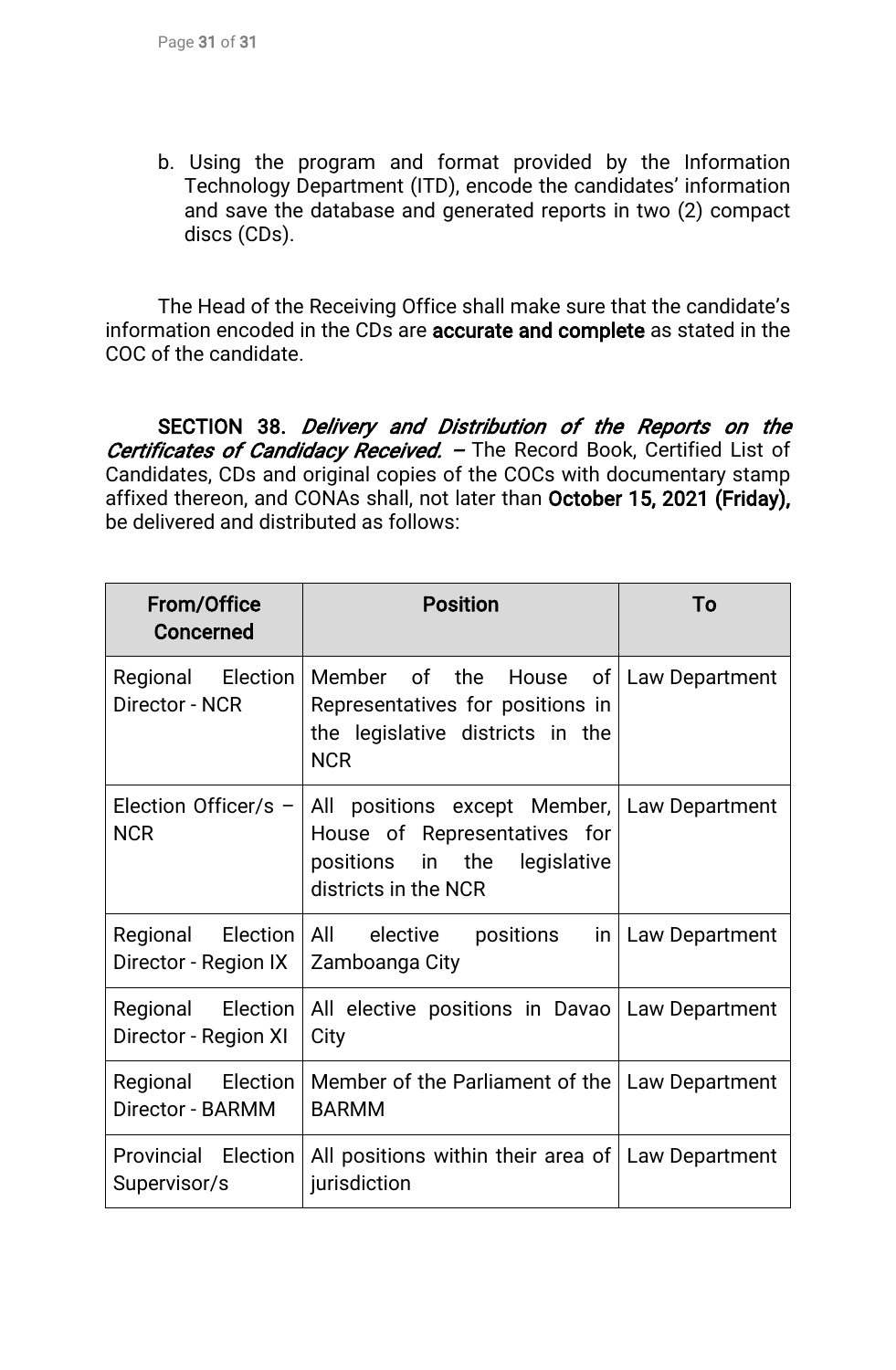b. Using the program and format provided by the Information Technology Department (ITD), encode the candidates' information and save the database and generated reports in two (2) compact discs (CDs).

The Head of the Receiving Office shall make sure that the candidate's information encoded in the CDs are **accurate and complete** as stated in the COC of the candidate.

**SECTION 38.** ***Delivery and Distribution of the Reports on the Certificates of Candidacy Received.*** **–** The Record Book, Certified List of Candidates, CDs and original copies of the COCs with documentary stamp affixed thereon, and CONAs shall, not later than **October 15, 2021 (Friday),** be delivered and distributed as follows:

| From/Office Concerned | Position | To |
|---|---|---|
| Regional Election Director - NCR | Member of the House of Representatives for positions in the legislative districts in the NCR | Law Department |
| Election Officer/s – NCR | All positions except Member, House of Representatives for positions in the legislative districts in the NCR | Law Department |
| Regional Election Director - Region IX | All elective positions in Zamboanga City | Law Department |
| Regional Election Director - Region XI | All elective positions in Davao City | Law Department |
| Regional Election Director - BARMM | Member of the Parliament of the BARMM | Law Department |
| Provincial Election Supervisor/s | All positions within their area of jurisdiction | Law Department |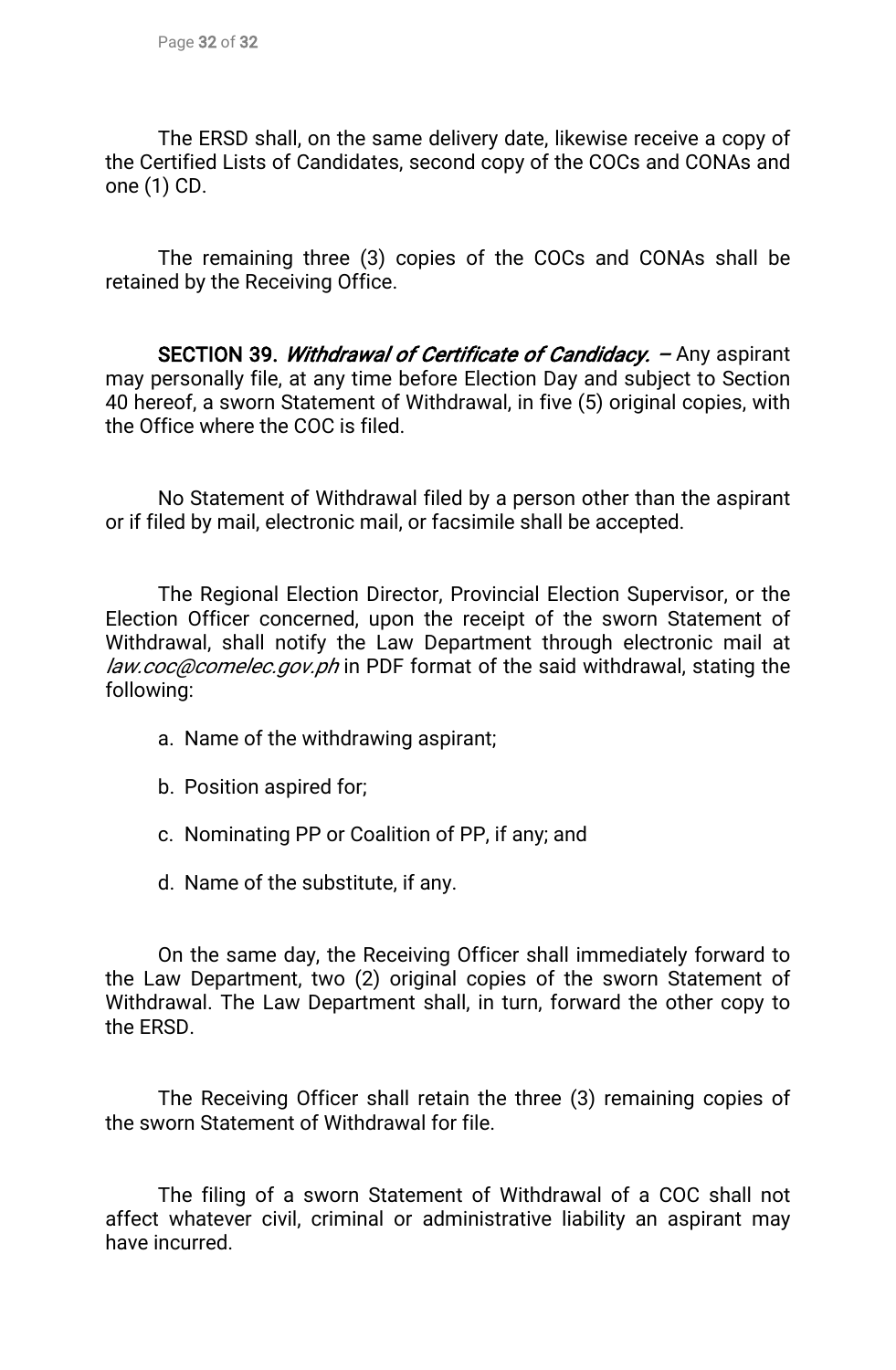The ERSD shall, on the same delivery date, likewise receive a copy of the Certified Lists of Candidates, second copy of the COCs and CONAs and one (1) CD.

The remaining three (3) copies of the COCs and CONAs shall be retained by the Receiving Office.

**SECTION 39.** ***Withdrawal of Certificate of Candidacy.*** **–** Any aspirant may personally file, at any time before Election Day and subject to Section 40 hereof, a sworn Statement of Withdrawal, in five (5) original copies, with the Office where the COC is filed.

No Statement of Withdrawal filed by a person other than the aspirant or if filed by mail, electronic mail, or facsimile shall be accepted.

The Regional Election Director, Provincial Election Supervisor, or the Election Officer concerned, upon the receipt of the sworn Statement of Withdrawal, shall notify the Law Department through electronic mail at *law.coc@comelec.gov.ph* in PDF format of the said withdrawal, stating the following:

a. Name of the withdrawing aspirant;

b. Position aspired for;

c. Nominating PP or Coalition of PP, if any; and

d. Name of the substitute, if any.

On the same day, the Receiving Officer shall immediately forward to the Law Department, two (2) original copies of the sworn Statement of Withdrawal. The Law Department shall, in turn, forward the other copy to the ERSD.

The Receiving Officer shall retain the three (3) remaining copies of the sworn Statement of Withdrawal for file.

The filing of a sworn Statement of Withdrawal of a COC shall not affect whatever civil, criminal or administrative liability an aspirant may have incurred.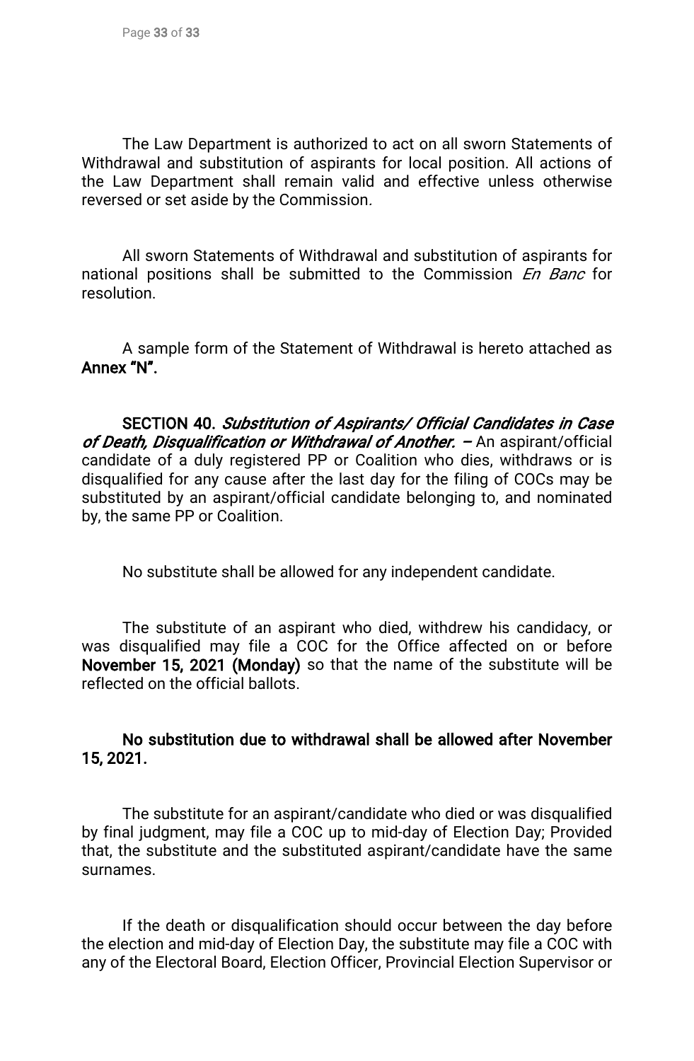The Law Department is authorized to act on all sworn Statements of Withdrawal and substitution of aspirants for local position. All actions of the Law Department shall remain valid and effective unless otherwise reversed or set aside by the Commission.

All sworn Statements of Withdrawal and substitution of aspirants for national positions shall be submitted to the Commission *En Banc* for resolution.

A sample form of the Statement of Withdrawal is hereto attached as **Annex "N".**

**SECTION 40.** ***Substitution of Aspirants/ Official Candidates in Case of Death, Disqualification or Withdrawal of Another.*** **–** An aspirant/official candidate of a duly registered PP or Coalition who dies, withdraws or is disqualified for any cause after the last day for the filing of COCs may be substituted by an aspirant/official candidate belonging to, and nominated by, the same PP or Coalition.

No substitute shall be allowed for any independent candidate.

The substitute of an aspirant who died, withdrew his candidacy, or was disqualified may file a COC for the Office affected on or before **November 15, 2021 (Monday)** so that the name of the substitute will be reflected on the official ballots.

**No substitution due to withdrawal shall be allowed after November 15, 2021.**

The substitute for an aspirant/candidate who died or was disqualified by final judgment, may file a COC up to mid-day of Election Day; Provided that, the substitute and the substituted aspirant/candidate have the same surnames.

If the death or disqualification should occur between the day before the election and mid-day of Election Day, the substitute may file a COC with any of the Electoral Board, Election Officer, Provincial Election Supervisor or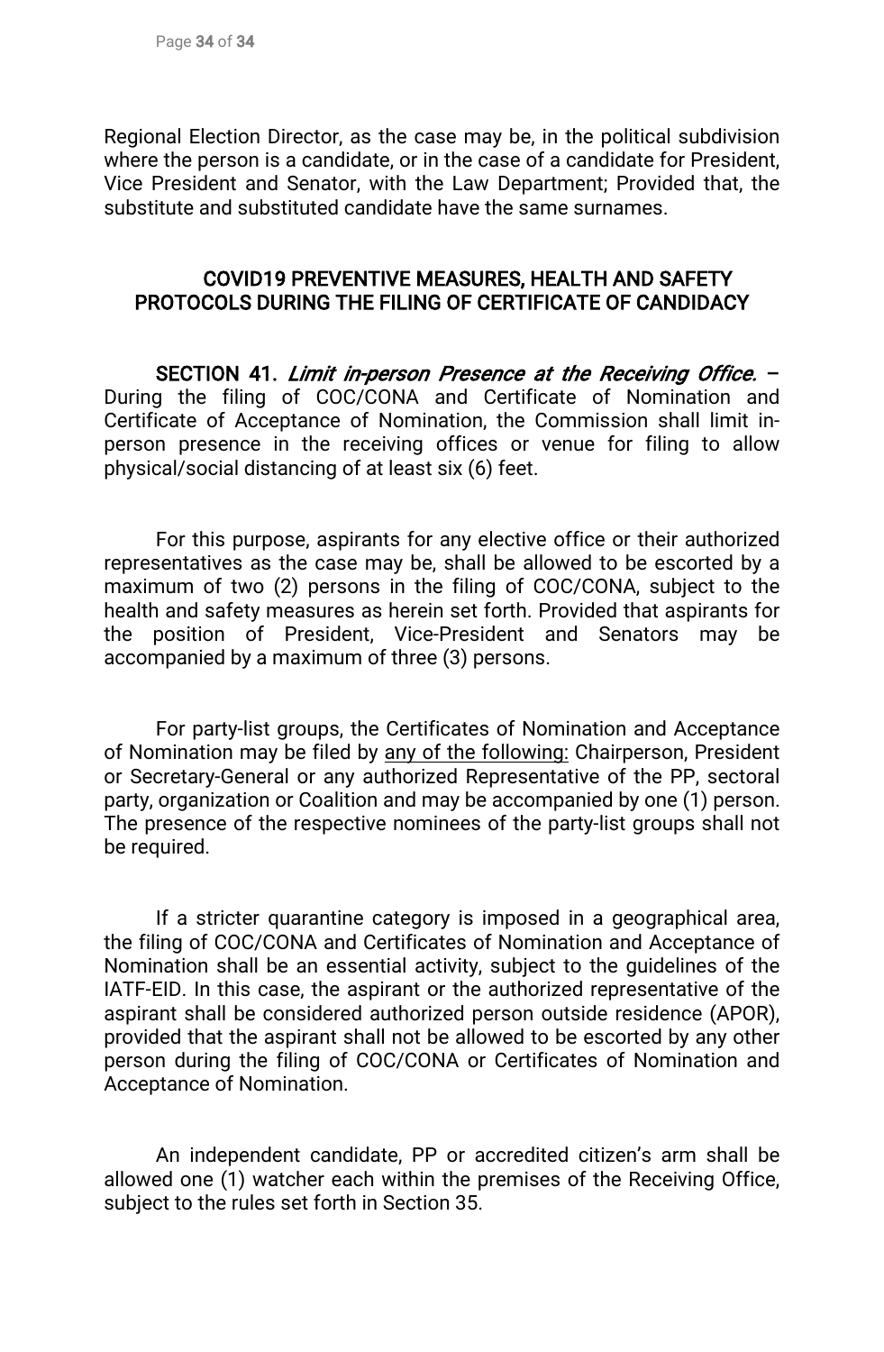Regional Election Director, as the case may be, in the political subdivision where the person is a candidate, or in the case of a candidate for President, Vice President and Senator, with the Law Department; Provided that, the substitute and substituted candidate have the same surnames.

## COVID19 PREVENTIVE MEASURES, HEALTH AND SAFETY PROTOCOLS DURING THE FILING OF CERTIFICATE OF CANDIDACY

**SECTION 41.** ***Limit in-person Presence at the Receiving Office.*** **–** During the filing of COC/CONA and Certificate of Nomination and Certificate of Acceptance of Nomination, the Commission shall limit in-person presence in the receiving offices or venue for filing to allow physical/social distancing of at least six (6) feet.

For this purpose, aspirants for any elective office or their authorized representatives as the case may be, shall be allowed to be escorted by a maximum of two (2) persons in the filing of COC/CONA, subject to the health and safety measures as herein set forth. Provided that aspirants for the position of President, Vice-President and Senators may be accompanied by a maximum of three (3) persons.

For party-list groups, the Certificates of Nomination and Acceptance of Nomination may be filed by <u>any of the following:</u> Chairperson, President or Secretary-General or any authorized Representative of the PP, sectoral party, organization or Coalition and may be accompanied by one (1) person. The presence of the respective nominees of the party-list groups shall not be required.

If a stricter quarantine category is imposed in a geographical area, the filing of COC/CONA and Certificates of Nomination and Acceptance of Nomination shall be an essential activity, subject to the guidelines of the IATF-EID. In this case, the aspirant or the authorized representative of the aspirant shall be considered authorized person outside residence (APOR), provided that the aspirant shall not be allowed to be escorted by any other person during the filing of COC/CONA or Certificates of Nomination and Acceptance of Nomination.

An independent candidate, PP or accredited citizen's arm shall be allowed one (1) watcher each within the premises of the Receiving Office, subject to the rules set forth in Section 35.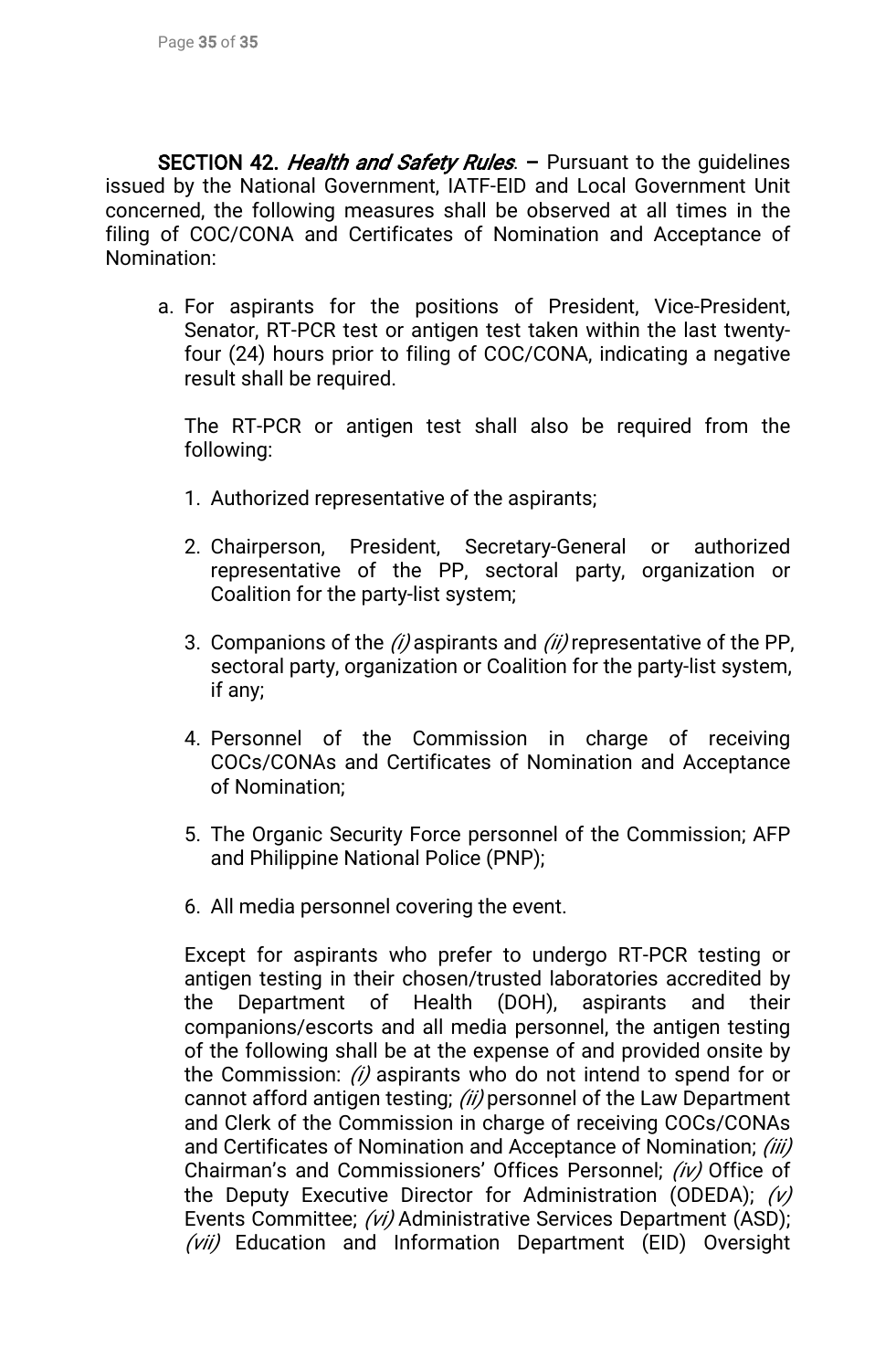**SECTION 42.** ***Health and Safety Rules*****.** – Pursuant to the guidelines issued by the National Government, IATF-EID and Local Government Unit concerned, the following measures shall be observed at all times in the filing of COC/CONA and Certificates of Nomination and Acceptance of Nomination:

a. For aspirants for the positions of President, Vice-President, Senator, RT-PCR test or antigen test taken within the last twenty-four (24) hours prior to filing of COC/CONA, indicating a negative result shall be required.

   The RT-PCR or antigen test shall also be required from the following:

   1. Authorized representative of the aspirants;

   2. Chairperson, President, Secretary-General or authorized representative of the PP, sectoral party, organization or Coalition for the party-list system;

   3. Companions of the *(i)* aspirants and *(ii)* representative of the PP, sectoral party, organization or Coalition for the party-list system, if any;

   4. Personnel of the Commission in charge of receiving COCs/CONAs and Certificates of Nomination and Acceptance of Nomination;

   5. The Organic Security Force personnel of the Commission; AFP and Philippine National Police (PNP);

   6. All media personnel covering the event.

   Except for aspirants who prefer to undergo RT-PCR testing or antigen testing in their chosen/trusted laboratories accredited by the Department of Health (DOH), aspirants and their companions/escorts and all media personnel, the antigen testing of the following shall be at the expense of and provided onsite by the Commission: *(i)* aspirants who do not intend to spend for or cannot afford antigen testing; *(ii)* personnel of the Law Department and Clerk of the Commission in charge of receiving COCs/CONAs and Certificates of Nomination and Acceptance of Nomination; *(iii)* Chairman's and Commissioners' Offices Personnel; *(iv)* Office of the Deputy Executive Director for Administration (ODEDA); *(v)* Events Committee; *(vi)* Administrative Services Department (ASD); *(vii)* Education and Information Department (EID) Oversight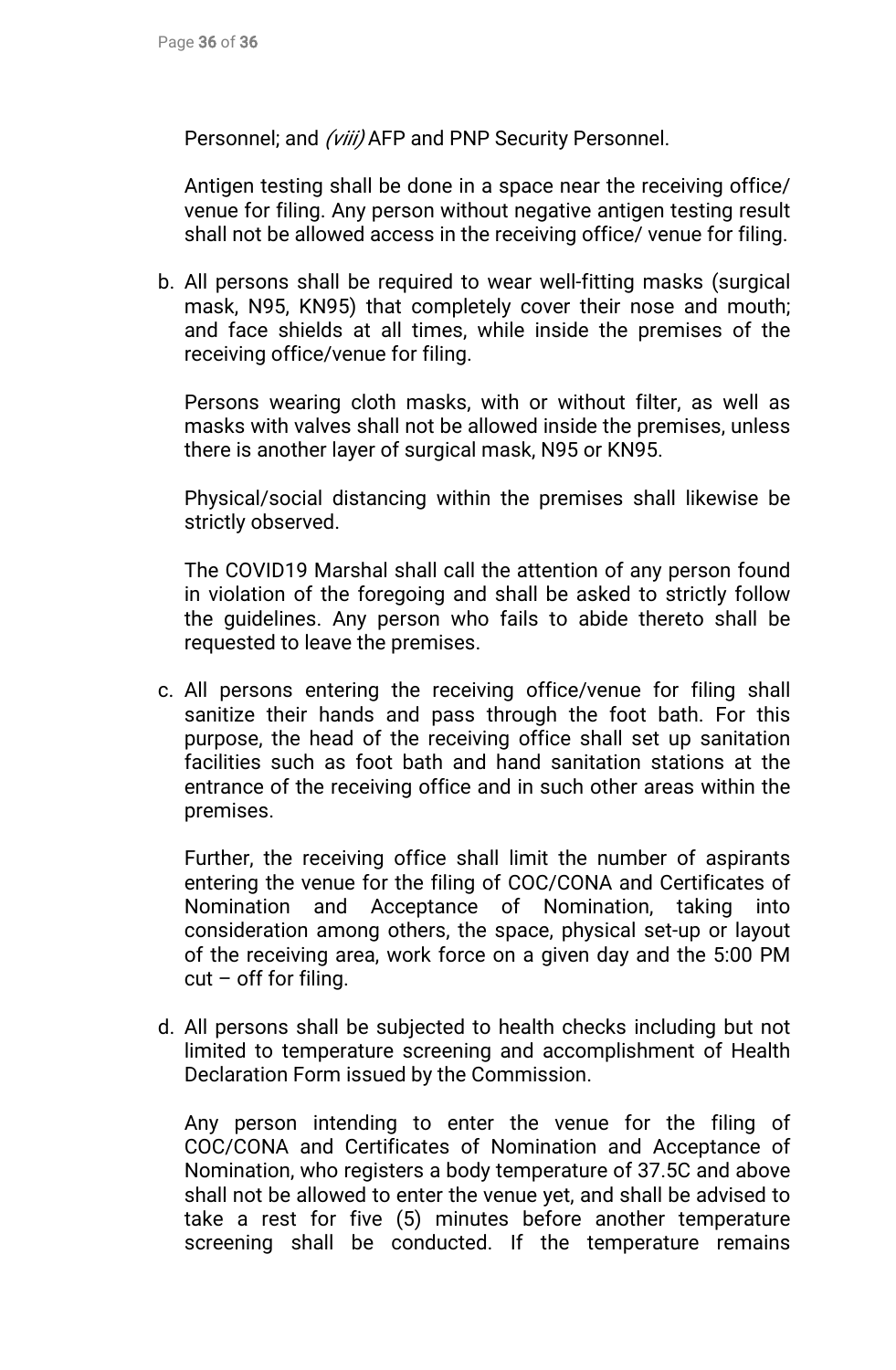Personnel; and *(viii)* AFP and PNP Security Personnel.

Antigen testing shall be done in a space near the receiving office/ venue for filing. Any person without negative antigen testing result shall not be allowed access in the receiving office/ venue for filing.

b. All persons shall be required to wear well-fitting masks (surgical mask, N95, KN95) that completely cover their nose and mouth; and face shields at all times, while inside the premises of the receiving office/venue for filing.

   Persons wearing cloth masks, with or without filter, as well as masks with valves shall not be allowed inside the premises, unless there is another layer of surgical mask, N95 or KN95.

   Physical/social distancing within the premises shall likewise be strictly observed.

   The COVID19 Marshal shall call the attention of any person found in violation of the foregoing and shall be asked to strictly follow the guidelines. Any person who fails to abide thereto shall be requested to leave the premises.

c. All persons entering the receiving office/venue for filing shall sanitize their hands and pass through the foot bath. For this purpose, the head of the receiving office shall set up sanitation facilities such as foot bath and hand sanitation stations at the entrance of the receiving office and in such other areas within the premises.

   Further, the receiving office shall limit the number of aspirants entering the venue for the filing of COC/CONA and Certificates of Nomination and Acceptance of Nomination, taking into consideration among others, the space, physical set-up or layout of the receiving area, work force on a given day and the 5:00 PM cut – off for filing.

d. All persons shall be subjected to health checks including but not limited to temperature screening and accomplishment of Health Declaration Form issued by the Commission.

   Any person intending to enter the venue for the filing of COC/CONA and Certificates of Nomination and Acceptance of Nomination, who registers a body temperature of 37.5C and above shall not be allowed to enter the venue yet, and shall be advised to take a rest for five (5) minutes before another temperature screening shall be conducted. If the temperature remains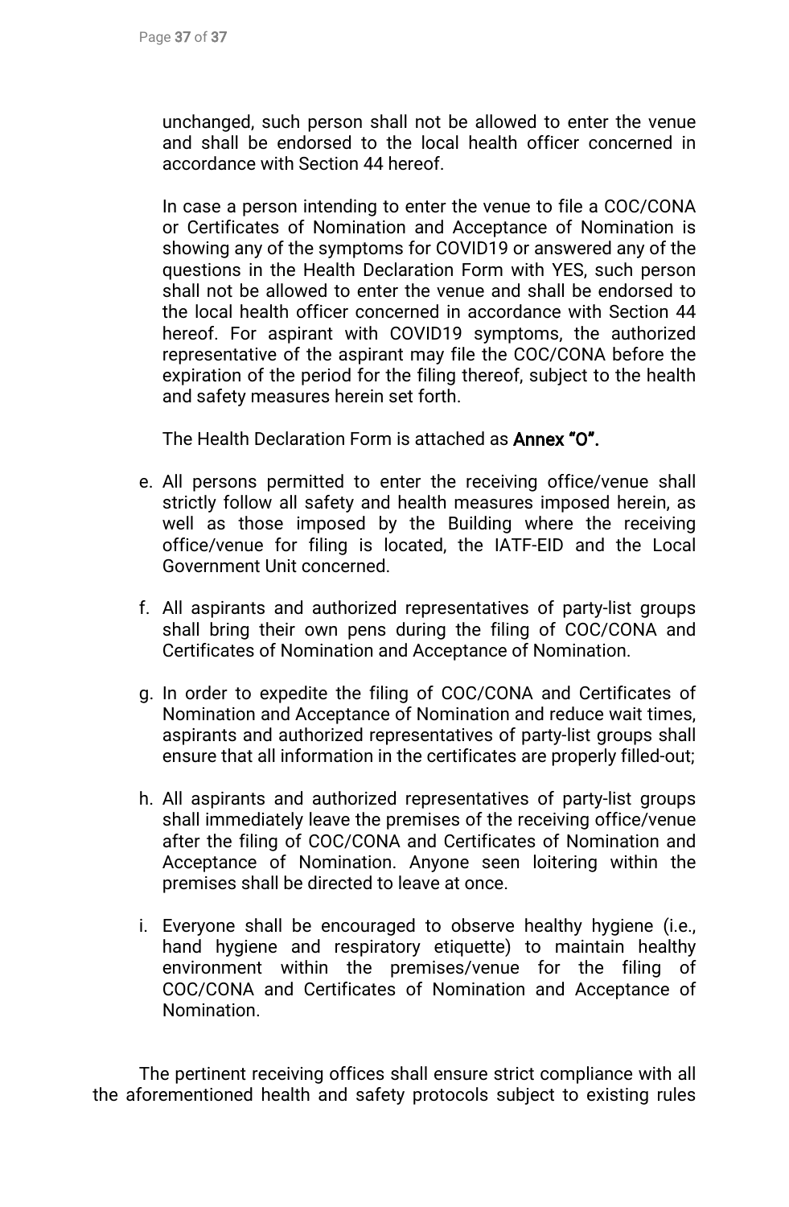unchanged, such person shall not be allowed to enter the venue and shall be endorsed to the local health officer concerned in accordance with Section 44 hereof.

In case a person intending to enter the venue to file a COC/CONA or Certificates of Nomination and Acceptance of Nomination is showing any of the symptoms for COVID19 or answered any of the questions in the Health Declaration Form with YES, such person shall not be allowed to enter the venue and shall be endorsed to the local health officer concerned in accordance with Section 44 hereof. For aspirant with COVID19 symptoms, the authorized representative of the aspirant may file the COC/CONA before the expiration of the period for the filing thereof, subject to the health and safety measures herein set forth.

The Health Declaration Form is attached as **Annex "O".**

e. All persons permitted to enter the receiving office/venue shall strictly follow all safety and health measures imposed herein, as well as those imposed by the Building where the receiving office/venue for filing is located, the IATF-EID and the Local Government Unit concerned.

f. All aspirants and authorized representatives of party-list groups shall bring their own pens during the filing of COC/CONA and Certificates of Nomination and Acceptance of Nomination.

g. In order to expedite the filing of COC/CONA and Certificates of Nomination and Acceptance of Nomination and reduce wait times, aspirants and authorized representatives of party-list groups shall ensure that all information in the certificates are properly filled-out;

h. All aspirants and authorized representatives of party-list groups shall immediately leave the premises of the receiving office/venue after the filing of COC/CONA and Certificates of Nomination and Acceptance of Nomination. Anyone seen loitering within the premises shall be directed to leave at once.

i. Everyone shall be encouraged to observe healthy hygiene (i.e., hand hygiene and respiratory etiquette) to maintain healthy environment within the premises/venue for the filing of COC/CONA and Certificates of Nomination and Acceptance of Nomination.

The pertinent receiving offices shall ensure strict compliance with all the aforementioned health and safety protocols subject to existing rules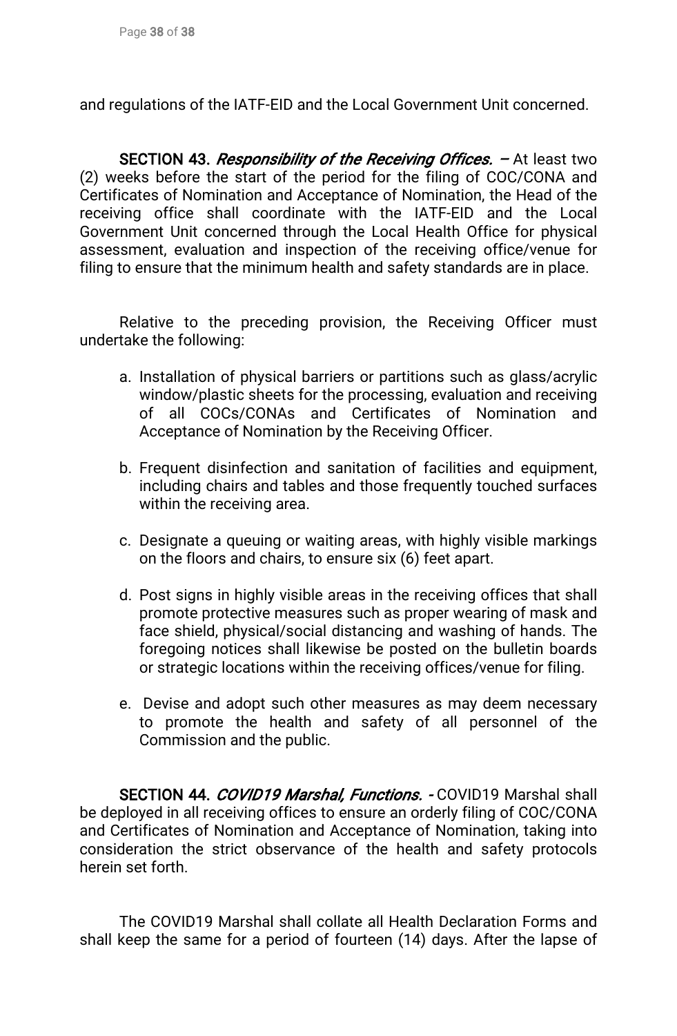and regulations of the IATF-EID and the Local Government Unit concerned.

**SECTION 43.** ***Responsibility of the Receiving Offices.*** **–** At least two (2) weeks before the start of the period for the filing of COC/CONA and Certificates of Nomination and Acceptance of Nomination, the Head of the receiving office shall coordinate with the IATF-EID and the Local Government Unit concerned through the Local Health Office for physical assessment, evaluation and inspection of the receiving office/venue for filing to ensure that the minimum health and safety standards are in place.

Relative to the preceding provision, the Receiving Officer must undertake the following:

a. Installation of physical barriers or partitions such as glass/acrylic window/plastic sheets for the processing, evaluation and receiving of all COCs/CONAs and Certificates of Nomination and Acceptance of Nomination by the Receiving Officer.

b. Frequent disinfection and sanitation of facilities and equipment, including chairs and tables and those frequently touched surfaces within the receiving area.

c. Designate a queuing or waiting areas, with highly visible markings on the floors and chairs, to ensure six (6) feet apart.

d. Post signs in highly visible areas in the receiving offices that shall promote protective measures such as proper wearing of mask and face shield, physical/social distancing and washing of hands. The foregoing notices shall likewise be posted on the bulletin boards or strategic locations within the receiving offices/venue for filing.

e. Devise and adopt such other measures as may deem necessary to promote the health and safety of all personnel of the Commission and the public.

**SECTION 44.** ***COVID19 Marshal, Functions.*** **-** COVID19 Marshal shall be deployed in all receiving offices to ensure an orderly filing of COC/CONA and Certificates of Nomination and Acceptance of Nomination, taking into consideration the strict observance of the health and safety protocols herein set forth.

The COVID19 Marshal shall collate all Health Declaration Forms and shall keep the same for a period of fourteen (14) days. After the lapse of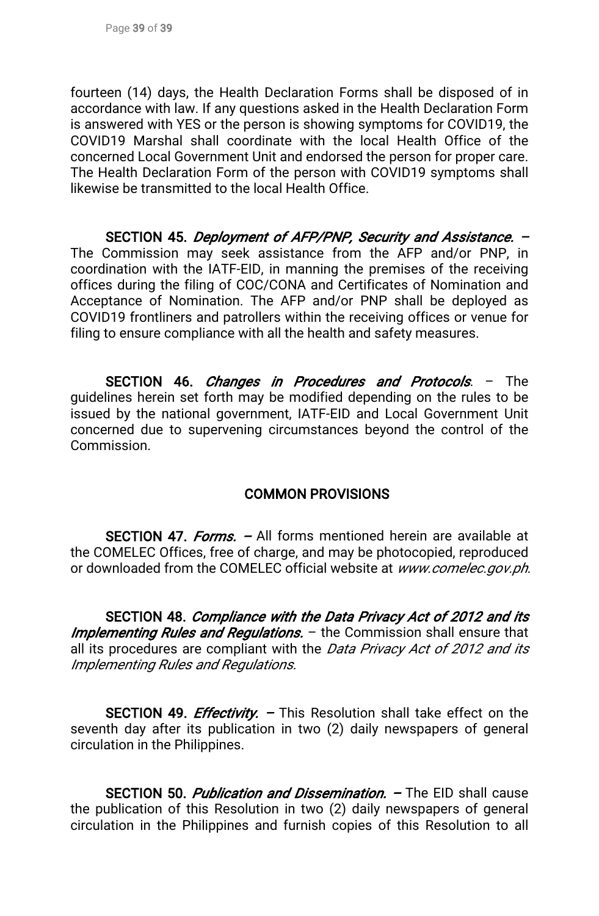fourteen (14) days, the Health Declaration Forms shall be disposed of in accordance with law. If any questions asked in the Health Declaration Form is answered with YES or the person is showing symptoms for COVID19, the COVID19 Marshal shall coordinate with the local Health Office of the concerned Local Government Unit and endorsed the person for proper care. The Health Declaration Form of the person with COVID19 symptoms shall likewise be transmitted to the local Health Office.

**SECTION 45.** ***Deployment of AFP/PNP, Security and Assistance.*** **–** The Commission may seek assistance from the AFP and/or PNP, in coordination with the IATF-EID, in manning the premises of the receiving offices during the filing of COC/CONA and Certificates of Nomination and Acceptance of Nomination. The AFP and/or PNP shall be deployed as COVID19 frontliners and patrollers within the receiving offices or venue for filing to ensure compliance with all the health and safety measures.

**SECTION 46.** ***Changes in Procedures and Protocols***. – The guidelines herein set forth may be modified depending on the rules to be issued by the national government, IATF-EID and Local Government Unit concerned due to supervening circumstances beyond the control of the Commission.

## COMMON PROVISIONS

**SECTION 47.** ***Forms.*** **–** All forms mentioned herein are available at the COMELEC Offices, free of charge, and may be photocopied, reproduced or downloaded from the COMELEC official website at *www.comelec.gov.ph*.

**SECTION 48.** ***Compliance with the Data Privacy Act of 2012 and its Implementing Rules and Regulations.*** – the Commission shall ensure that all its procedures are compliant with the *Data Privacy Act of 2012 and its Implementing Rules and Regulations.*

**SECTION 49.** ***Effectivity.*** **–** This Resolution shall take effect on the seventh day after its publication in two (2) daily newspapers of general circulation in the Philippines.

**SECTION 50.** ***Publication and Dissemination.*** **–** The EID shall cause the publication of this Resolution in two (2) daily newspapers of general circulation in the Philippines and furnish copies of this Resolution to all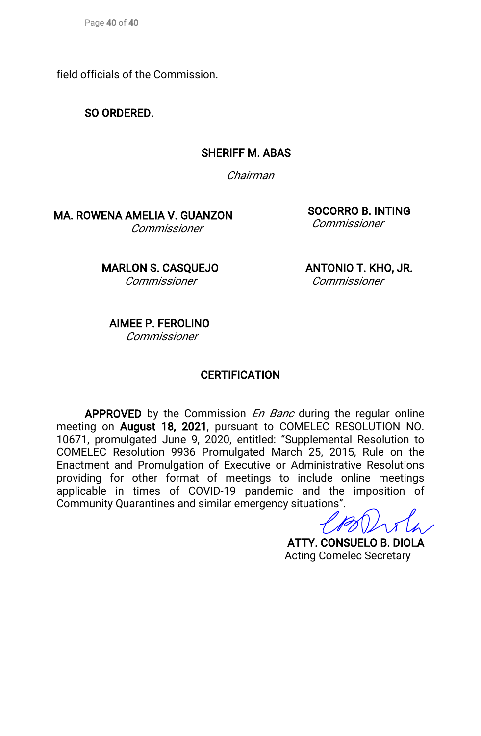field officials of the Commission.

**SO ORDERED.**

**SHERIFF M. ABAS**
*Chairman*

**MA. ROWENA AMELIA V. GUANZON**
*Commissioner*

**SOCORRO B. INTING**
*Commissioner*

**MARLON S. CASQUEJO**
*Commissioner*

**ANTONIO T. KHO, JR.**
*Commissioner*

**AIMEE P. FEROLINO**
*Commissioner*

**CERTIFICATION**

**APPROVED** by the Commission *En Banc* during the regular online meeting on **August 18, 2021**, pursuant to COMELEC RESOLUTION NO. 10671, promulgated June 9, 2020, entitled: "Supplemental Resolution to COMELEC Resolution 9936 Promulgated March 25, 2015, Rule on the Enactment and Promulgation of Executive or Administrative Resolutions providing for other format of meetings to include online meetings applicable in times of COVID-19 pandemic and the imposition of Community Quarantines and similar emergency situations".

**ATTY. CONSUELO B. DIOLA**
Acting Comelec Secretary